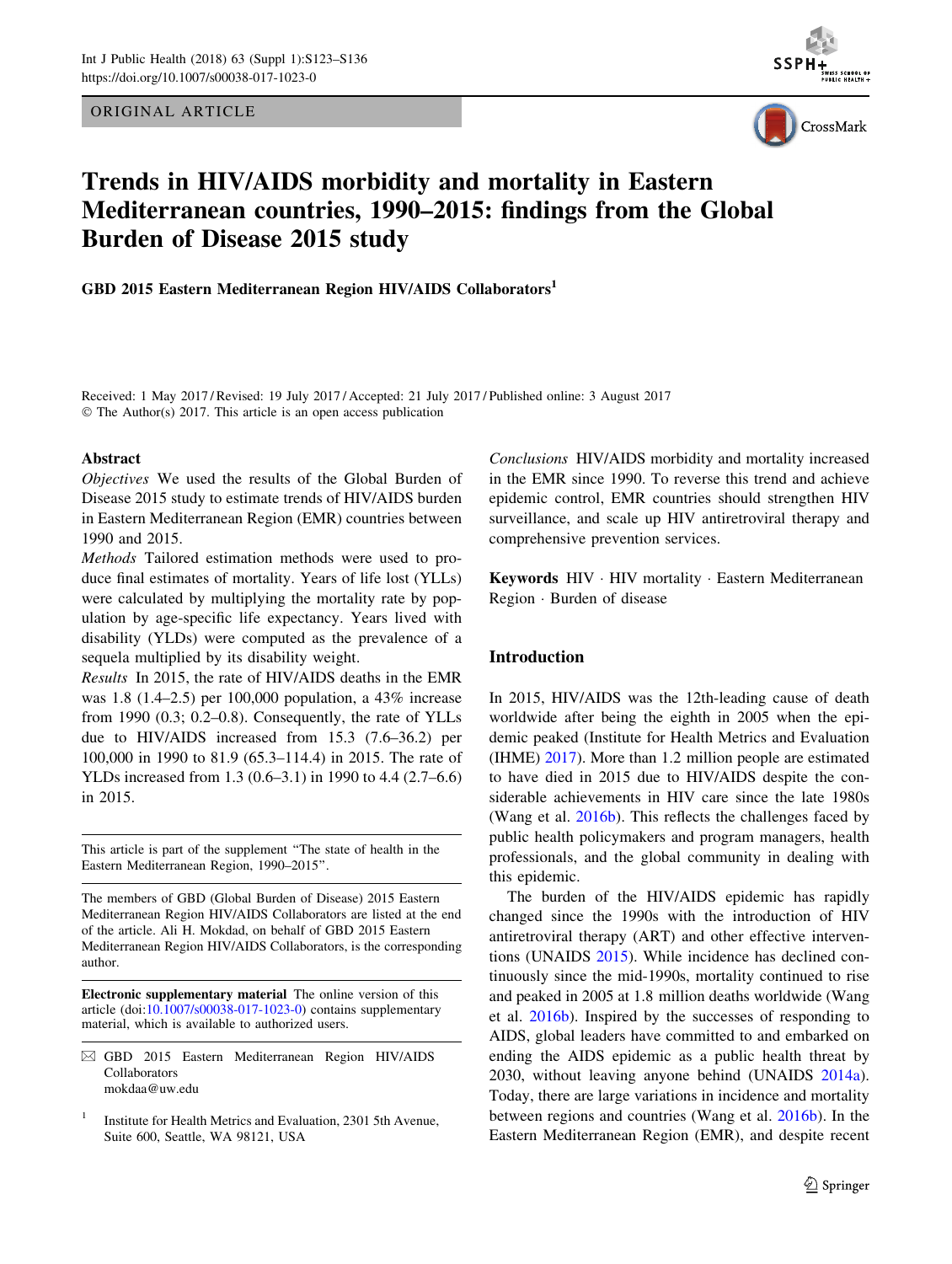ORIGINAL ARTICLE

# Trends in HIV/AIDS morbidity and mortality in Eastern Mediterranean countries, 1990–2015: findings from the Global Burden of Disease 2015 study

**GBD 2015 Eastern Mediterranean Region HIV/AIDS Collaborators**[1]

Received: 1 May 2017 / Revised: 19 July 2017 / Accepted: 21 July 2017 / Published online: 3 August 2017
© The Author(s) 2017. This article is an open access publication

## Abstract

*Objectives* We used the results of the Global Burden of Disease 2015 study to estimate trends of HIV/AIDS burden in Eastern Mediterranean Region (EMR) countries between 1990 and 2015.

*Methods* Tailored estimation methods were used to produce final estimates of mortality. Years of life lost (YLLs) were calculated by multiplying the mortality rate by population by age-specific life expectancy. Years lived with disability (YLDs) were computed as the prevalence of a sequela multiplied by its disability weight.

*Results* In 2015, the rate of HIV/AIDS deaths in the EMR was 1.8 (1.4–2.5) per 100,000 population, a 43% increase from 1990 (0.3; 0.2–0.8). Consequently, the rate of YLLs due to HIV/AIDS increased from 15.3 (7.6–36.2) per 100,000 in 1990 to 81.9 (65.3–114.4) in 2015. The rate of YLDs increased from 1.3 (0.6–3.1) in 1990 to 4.4 (2.7–6.6) in 2015.

*Conclusions* HIV/AIDS morbidity and mortality increased in the EMR since 1990. To reverse this trend and achieve epidemic control, EMR countries should strengthen HIV surveillance, and scale up HIV antiretroviral therapy and comprehensive prevention services.

**Keywords** HIV · HIV mortality · Eastern Mediterranean Region · Burden of disease

This article is part of the supplement "The state of health in the Eastern Mediterranean Region, 1990–2015".

The members of GBD (Global Burden of Disease) 2015 Eastern Mediterranean Region HIV/AIDS Collaborators are listed at the end of the article. Ali H. Mokdad, on behalf of GBD 2015 Eastern Mediterranean Region HIV/AIDS Collaborators, is the corresponding author.

**Electronic supplementary material** The online version of this article (doi:10.1007/s00038-017-1023-0) contains supplementary material, which is available to authorized users.

✉ GBD 2015 Eastern Mediterranean Region HIV/AIDS Collaborators
mokdaa@uw.edu

[1] Institute for Health Metrics and Evaluation, 2301 5th Avenue, Suite 600, Seattle, WA 98121, USA

## Introduction

In 2015, HIV/AIDS was the 12th-leading cause of death worldwide after being the eighth in 2005 when the epidemic peaked (Institute for Health Metrics and Evaluation (IHME) 2017). More than 1.2 million people are estimated to have died in 2015 due to HIV/AIDS despite the considerable achievements in HIV care since the late 1980s (Wang et al. 2016b). This reflects the challenges faced by public health policymakers and program managers, health professionals, and the global community in dealing with this epidemic.

The burden of the HIV/AIDS epidemic has rapidly changed since the 1990s with the introduction of HIV antiretroviral therapy (ART) and other effective interventions (UNAIDS 2015). While incidence has declined continuously since the mid-1990s, mortality continued to rise and peaked in 2005 at 1.8 million deaths worldwide (Wang et al. 2016b). Inspired by the successes of responding to AIDS, global leaders have committed to and embarked on ending the AIDS epidemic as a public health threat by 2030, without leaving anyone behind (UNAIDS 2014a). Today, there are large variations in incidence and mortality between regions and countries (Wang et al. 2016b). In the Eastern Mediterranean Region (EMR), and despite recent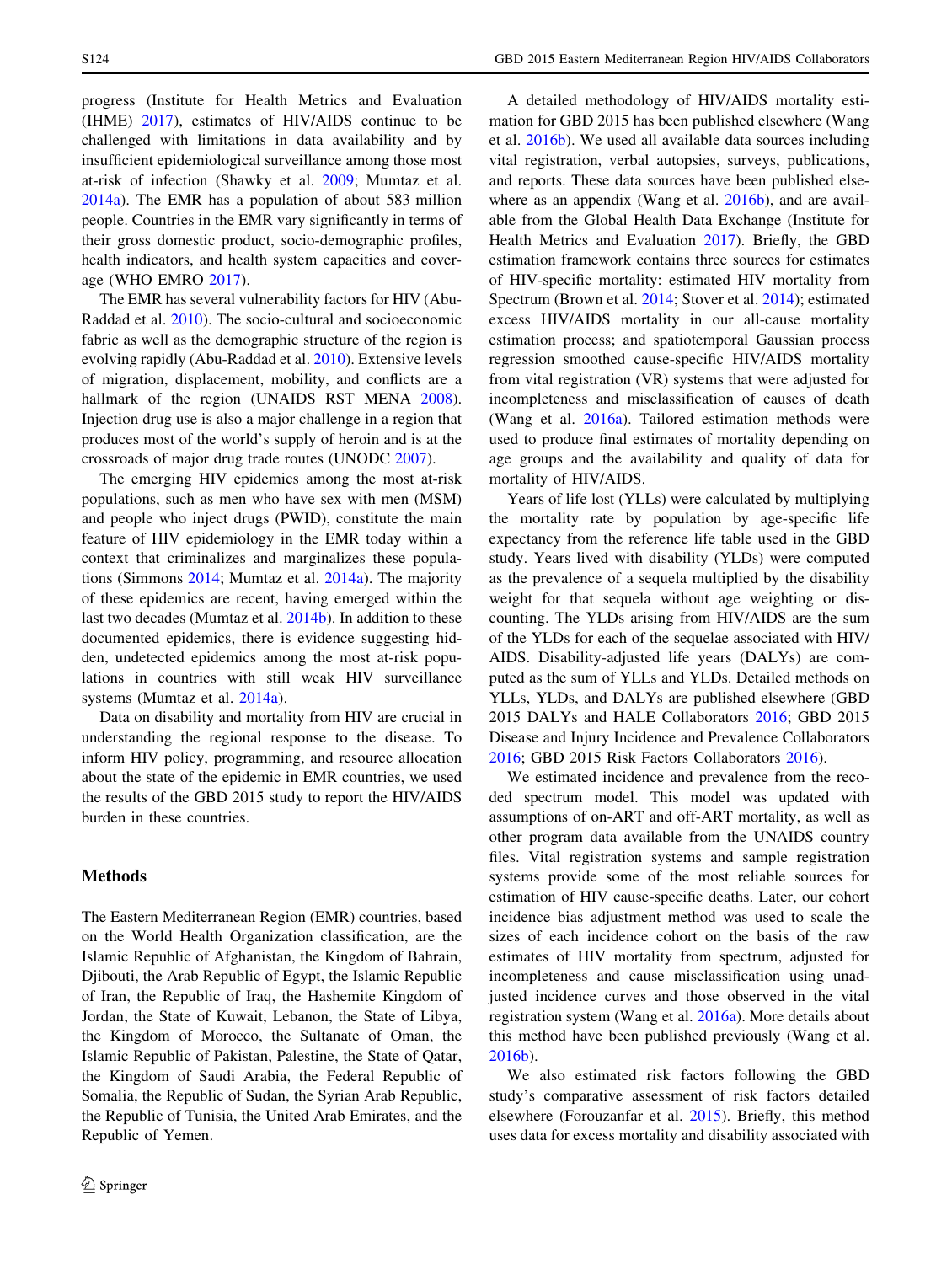progress (Institute for Health Metrics and Evaluation (IHME) 2017), estimates of HIV/AIDS continue to be challenged with limitations in data availability and by insufficient epidemiological surveillance among those most at-risk of infection (Shawky et al. 2009; Mumtaz et al. 2014a). The EMR has a population of about 583 million people. Countries in the EMR vary significantly in terms of their gross domestic product, socio-demographic profiles, health indicators, and health system capacities and coverage (WHO EMRO 2017).

The EMR has several vulnerability factors for HIV (Abu-Raddad et al. 2010). The socio-cultural and socioeconomic fabric as well as the demographic structure of the region is evolving rapidly (Abu-Raddad et al. 2010). Extensive levels of migration, displacement, mobility, and conflicts are a hallmark of the region (UNAIDS RST MENA 2008). Injection drug use is also a major challenge in a region that produces most of the world's supply of heroin and is at the crossroads of major drug trade routes (UNODC 2007).

The emerging HIV epidemics among the most at-risk populations, such as men who have sex with men (MSM) and people who inject drugs (PWID), constitute the main feature of HIV epidemiology in the EMR today within a context that criminalizes and marginalizes these populations (Simmons 2014; Mumtaz et al. 2014a). The majority of these epidemics are recent, having emerged within the last two decades (Mumtaz et al. 2014b). In addition to these documented epidemics, there is evidence suggesting hidden, undetected epidemics among the most at-risk populations in countries with still weak HIV surveillance systems (Mumtaz et al. 2014a).

Data on disability and mortality from HIV are crucial in understanding the regional response to the disease. To inform HIV policy, programming, and resource allocation about the state of the epidemic in EMR countries, we used the results of the GBD 2015 study to report the HIV/AIDS burden in these countries.

## Methods

The Eastern Mediterranean Region (EMR) countries, based on the World Health Organization classification, are the Islamic Republic of Afghanistan, the Kingdom of Bahrain, Djibouti, the Arab Republic of Egypt, the Islamic Republic of Iran, the Republic of Iraq, the Hashemite Kingdom of Jordan, the State of Kuwait, Lebanon, the State of Libya, the Kingdom of Morocco, the Sultanate of Oman, the Islamic Republic of Pakistan, Palestine, the State of Qatar, the Kingdom of Saudi Arabia, the Federal Republic of Somalia, the Republic of Sudan, the Syrian Arab Republic, the Republic of Tunisia, the United Arab Emirates, and the Republic of Yemen.

A detailed methodology of HIV/AIDS mortality estimation for GBD 2015 has been published elsewhere (Wang et al. 2016b). We used all available data sources including vital registration, verbal autopsies, surveys, publications, and reports. These data sources have been published elsewhere as an appendix (Wang et al. 2016b), and are available from the Global Health Data Exchange (Institute for Health Metrics and Evaluation 2017). Briefly, the GBD estimation framework contains three sources for estimates of HIV-specific mortality: estimated HIV mortality from Spectrum (Brown et al. 2014; Stover et al. 2014); estimated excess HIV/AIDS mortality in our all-cause mortality estimation process; and spatiotemporal Gaussian process regression smoothed cause-specific HIV/AIDS mortality from vital registration (VR) systems that were adjusted for incompleteness and misclassification of causes of death (Wang et al. 2016a). Tailored estimation methods were used to produce final estimates of mortality depending on age groups and the availability and quality of data for mortality of HIV/AIDS.

Years of life lost (YLLs) were calculated by multiplying the mortality rate by population by age-specific life expectancy from the reference life table used in the GBD study. Years lived with disability (YLDs) were computed as the prevalence of a sequela multiplied by the disability weight for that sequela without age weighting or discounting. The YLDs arising from HIV/AIDS are the sum of the YLDs for each of the sequelae associated with HIV/AIDS. Disability-adjusted life years (DALYs) are computed as the sum of YLLs and YLDs. Detailed methods on YLLs, YLDs, and DALYs are published elsewhere (GBD 2015 DALYs and HALE Collaborators 2016; GBD 2015 Disease and Injury Incidence and Prevalence Collaborators 2016; GBD 2015 Risk Factors Collaborators 2016).

We estimated incidence and prevalence from the recoded spectrum model. This model was updated with assumptions of on-ART and off-ART mortality, as well as other program data available from the UNAIDS country files. Vital registration systems and sample registration systems provide some of the most reliable sources for estimation of HIV cause-specific deaths. Later, our cohort incidence bias adjustment method was used to scale the sizes of each incidence cohort on the basis of the raw estimates of HIV mortality from spectrum, adjusted for incompleteness and cause misclassification using unadjusted incidence curves and those observed in the vital registration system (Wang et al. 2016a). More details about this method have been published previously (Wang et al. 2016b).

We also estimated risk factors following the GBD study's comparative assessment of risk factors detailed elsewhere (Forouzanfar et al. 2015). Briefly, this method uses data for excess mortality and disability associated with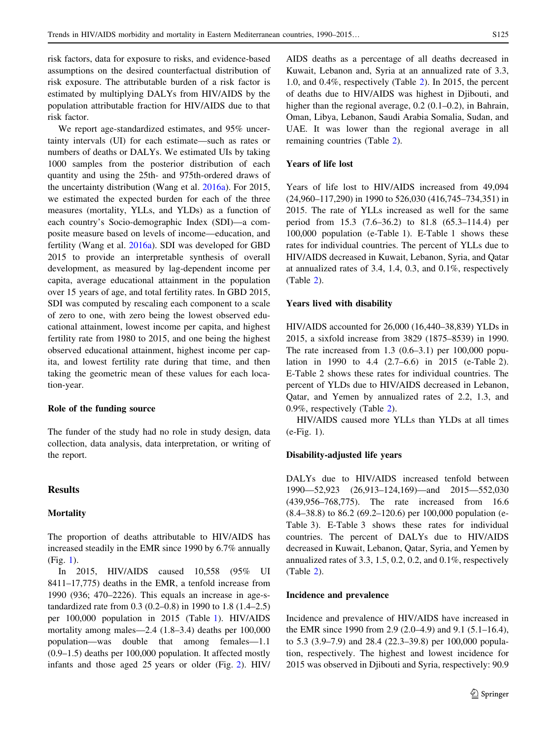risk factors, data for exposure to risks, and evidence-based assumptions on the desired counterfactual distribution of risk exposure. The attributable burden of a risk factor is estimated by multiplying DALYs from HIV/AIDS by the population attributable fraction for HIV/AIDS due to that risk factor.

We report age-standardized estimates, and 95% uncertainty intervals (UI) for each estimate—such as rates or numbers of deaths or DALYs. We estimated UIs by taking 1000 samples from the posterior distribution of each quantity and using the 25th- and 975th-ordered draws of the uncertainty distribution (Wang et al. 2016a). For 2015, we estimated the expected burden for each of the three measures (mortality, YLLs, and YLDs) as a function of each country's Socio-demographic Index (SDI)—a composite measure based on levels of income—education, and fertility (Wang et al. 2016a). SDI was developed for GBD 2015 to provide an interpretable synthesis of overall development, as measured by lag-dependent income per capita, average educational attainment in the population over 15 years of age, and total fertility rates. In GBD 2015, SDI was computed by rescaling each component to a scale of zero to one, with zero being the lowest observed educational attainment, lowest income per capita, and highest fertility rate from 1980 to 2015, and one being the highest observed educational attainment, highest income per capita, and lowest fertility rate during that time, and then taking the geometric mean of these values for each location-year.

### Role of the funding source

The funder of the study had no role in study design, data collection, data analysis, data interpretation, or writing of the report.

## Results

### Mortality

The proportion of deaths attributable to HIV/AIDS has increased steadily in the EMR since 1990 by 6.7% annually (Fig. 1).

In 2015, HIV/AIDS caused 10,558 (95% UI 8411–17,775) deaths in the EMR, a tenfold increase from 1990 (936; 470–2226). This equals an increase in age-standardized rate from 0.3 (0.2–0.8) in 1990 to 1.8 (1.4–2.5) per 100,000 population in 2015 (Table 1). HIV/AIDS mortality among males—2.4 (1.8–3.4) deaths per 100,000 population—was double that among females—1.1 (0.9–1.5) deaths per 100,000 population. It affected mostly infants and those aged 25 years or older (Fig. 2). HIV/AIDS deaths as a percentage of all deaths decreased in Kuwait, Lebanon and, Syria at an annualized rate of 3.3, 1.0, and 0.4%, respectively (Table 2). In 2015, the percent of deaths due to HIV/AIDS was highest in Djibouti, and higher than the regional average, 0.2 (0.1–0.2), in Bahrain, Oman, Libya, Lebanon, Saudi Arabia Somalia, Sudan, and UAE. It was lower than the regional average in all remaining countries (Table 2).

### Years of life lost

Years of life lost to HIV/AIDS increased from 49,094 (24,960–117,290) in 1990 to 526,030 (416,745–734,351) in 2015. The rate of YLLs increased as well for the same period from 15.3 (7.6–36.2) to 81.8 (65.3–114.4) per 100,000 population (e-Table 1). E-Table 1 shows these rates for individual countries. The percent of YLLs due to HIV/AIDS decreased in Kuwait, Lebanon, Syria, and Qatar at annualized rates of 3.4, 1.4, 0.3, and 0.1%, respectively (Table 2).

### Years lived with disability

HIV/AIDS accounted for 26,000 (16,440–38,839) YLDs in 2015, a sixfold increase from 3829 (1875–8539) in 1990. The rate increased from 1.3 (0.6–3.1) per 100,000 population in 1990 to 4.4 (2.7–6.6) in 2015 (e-Table 2). E-Table 2 shows these rates for individual countries. The percent of YLDs due to HIV/AIDS decreased in Lebanon, Qatar, and Yemen by annualized rates of 2.2, 1.3, and 0.9%, respectively (Table 2).

HIV/AIDS caused more YLLs than YLDs at all times (e-Fig. 1).

### Disability-adjusted life years

DALYs due to HIV/AIDS increased tenfold between 1990—52,923 (26,913–124,169)—and 2015—552,030 (439,956–768,775). The rate increased from 16.6 (8.4–38.8) to 86.2 (69.2–120.6) per 100,000 population (e-Table 3). E-Table 3 shows these rates for individual countries. The percent of DALYs due to HIV/AIDS decreased in Kuwait, Lebanon, Qatar, Syria, and Yemen by annualized rates of 3.3, 1.5, 0.2, 0.2, and 0.1%, respectively (Table 2).

### Incidence and prevalence

Incidence and prevalence of HIV/AIDS have increased in the EMR since 1990 from 2.9 (2.0–4.9) and 9.1 (5.1–16.4), to 5.3 (3.9–7.9) and 28.4 (22.3–39.8) per 100,000 population, respectively. The highest and lowest incidence for 2015 was observed in Djibouti and Syria, respectively: 90.9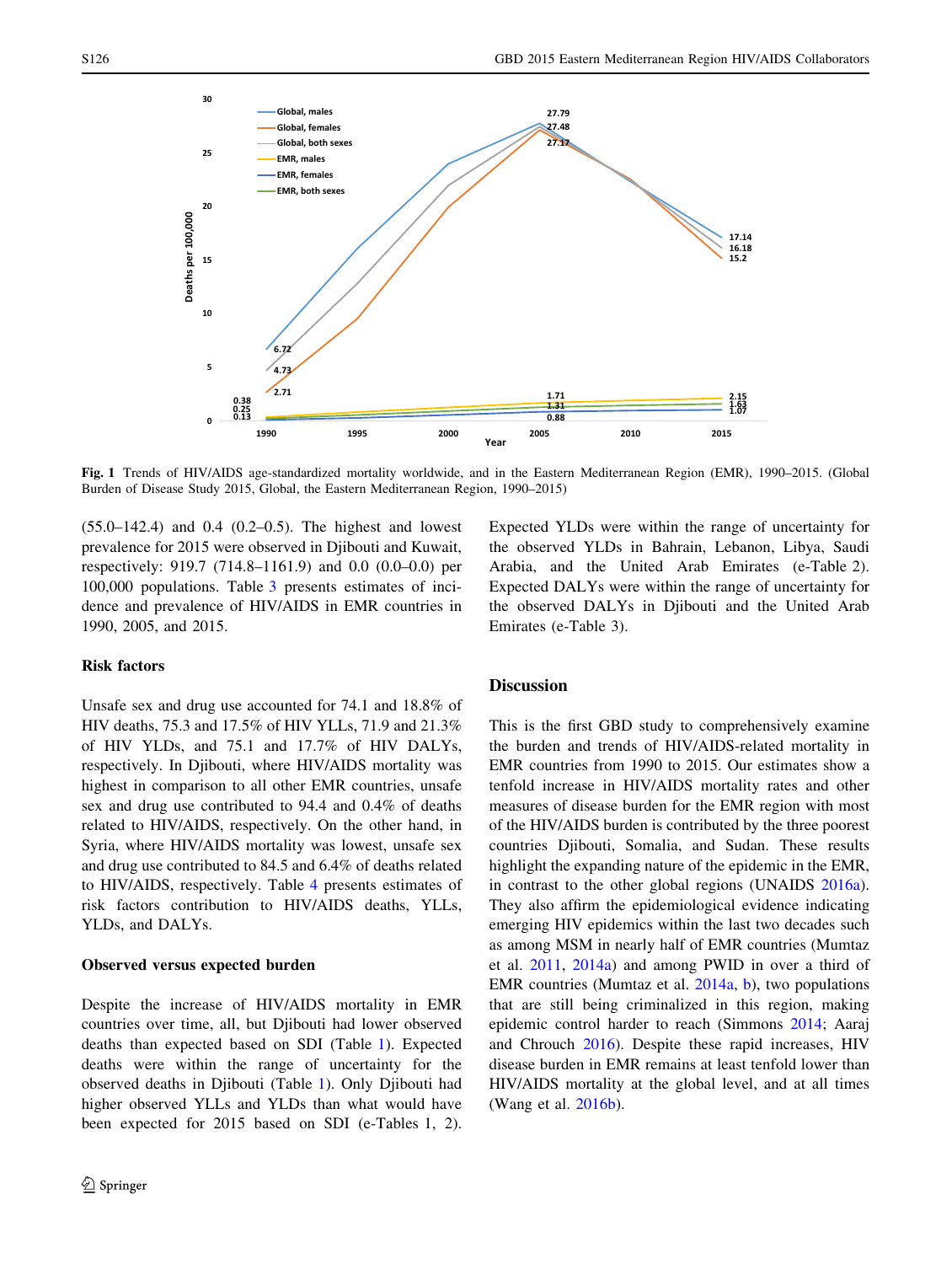30
25
20
15
10
5
0

Deaths per 100,000

Global, males
Global, females
Global, both sexes
EMR, males
EMR, females
EMR, both sexes

27.79
27.48
27.17
17.14
16.18
15.2
6.72
4.73
2.71
0.38
0.25
0.13
1.71
1.31
0.88
2.15
1.63
1.07

1990
1995
2000
2005
2010
2015
Year

**Fig. 1** Trends of HIV/AIDS age-standardized mortality worldwide, and in the Eastern Mediterranean Region (EMR), 1990–2015. (Global Burden of Disease Study 2015, Global, the Eastern Mediterranean Region, 1990–2015)

(55.0–142.4) and 0.4 (0.2–0.5). The highest and lowest prevalence for 2015 were observed in Djibouti and Kuwait, respectively: 919.7 (714.8–1161.9) and 0.0 (0.0–0.0) per 100,000 populations. Table 3 presents estimates of incidence and prevalence of HIV/AIDS in EMR countries in 1990, 2005, and 2015.

### Risk factors

Unsafe sex and drug use accounted for 74.1 and 18.8% of HIV deaths, 75.3 and 17.5% of HIV YLLs, 71.9 and 21.3% of HIV YLDs, and 75.1 and 17.7% of HIV DALYs, respectively. In Djibouti, where HIV/AIDS mortality was highest in comparison to all other EMR countries, unsafe sex and drug use contributed to 94.4 and 0.4% of deaths related to HIV/AIDS, respectively. On the other hand, in Syria, where HIV/AIDS mortality was lowest, unsafe sex and drug use contributed to 84.5 and 6.4% of deaths related to HIV/AIDS, respectively. Table 4 presents estimates of risk factors contribution to HIV/AIDS deaths, YLLs, YLDs, and DALYs.

### Observed versus expected burden

Despite the increase of HIV/AIDS mortality in EMR countries over time, all, but Djibouti had lower observed deaths than expected based on SDI (Table 1). Expected deaths were within the range of uncertainty for the observed deaths in Djibouti (Table 1). Only Djibouti had higher observed YLLs and YLDs than what would have been expected for 2015 based on SDI (e-Tables 1, 2). Expected YLDs were within the range of uncertainty for the observed YLDs in Bahrain, Lebanon, Libya, Saudi Arabia, and the United Arab Emirates (e-Table 2). Expected DALYs were within the range of uncertainty for the observed DALYs in Djibouti and the United Arab Emirates (e-Table 3).

## Discussion

This is the first GBD study to comprehensively examine the burden and trends of HIV/AIDS-related mortality in EMR countries from 1990 to 2015. Our estimates show a tenfold increase in HIV/AIDS mortality rates and other measures of disease burden for the EMR region with most of the HIV/AIDS burden is contributed by the three poorest countries Djibouti, Somalia, and Sudan. These results highlight the expanding nature of the epidemic in the EMR, in contrast to the other global regions (UNAIDS 2016a). They also affirm the epidemiological evidence indicating emerging HIV epidemics within the last two decades such as among MSM in nearly half of EMR countries (Mumtaz et al. 2011, 2014a) and among PWID in over a third of EMR countries (Mumtaz et al. 2014a, b), two populations that are still being criminalized in this region, making epidemic control harder to reach (Simmons 2014; Aaraj and Chrouch 2016). Despite these rapid increases, HIV disease burden in EMR remains at least tenfold lower than HIV/AIDS mortality at the global level, and at all times (Wang et al. 2016b).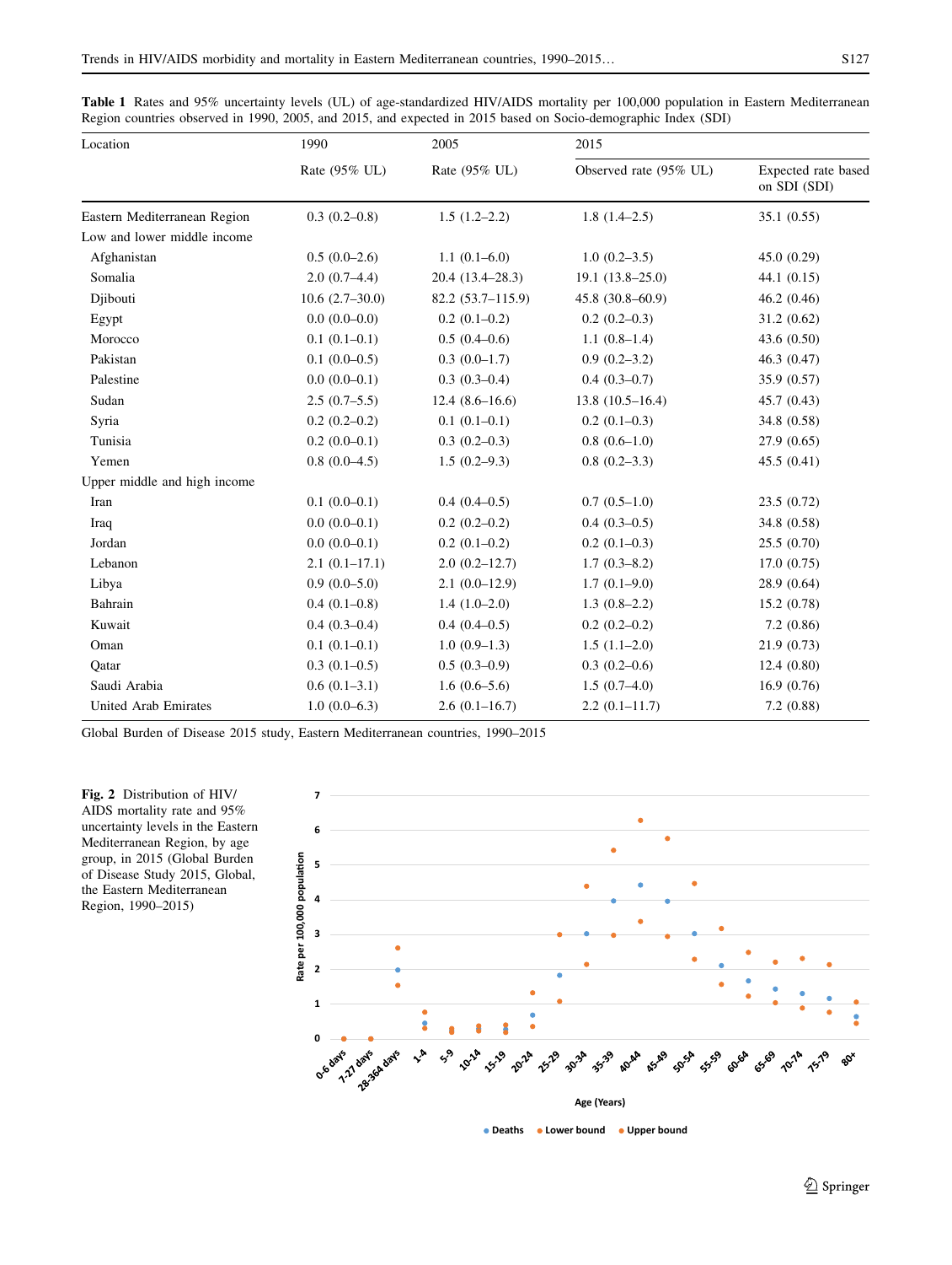**Table 1** Rates and 95% uncertainty levels (UL) of age-standardized HIV/AIDS mortality per 100,000 population in Eastern Mediterranean Region countries observed in 1990, 2005, and 2015, and expected in 2015 based on Socio-demographic Index (SDI)

| Location | 1990 | 2005 | 2015 | |
|---|---|---|---|---|
| | Rate (95% UL) | Rate (95% UL) | Observed rate (95% UL) | Expected rate based on SDI (SDI) |
| Eastern Mediterranean Region | 0.3 (0.2–0.8) | 1.5 (1.2–2.2) | 1.8 (1.4–2.5) | 35.1 (0.55) |
| Low and lower middle income | | | | |
| Afghanistan | 0.5 (0.0–2.6) | 1.1 (0.1–6.0) | 1.0 (0.2–3.5) | 45.0 (0.29) |
| Somalia | 2.0 (0.7–4.4) | 20.4 (13.4–28.3) | 19.1 (13.8–25.0) | 44.1 (0.15) |
| Djibouti | 10.6 (2.7–30.0) | 82.2 (53.7–115.9) | 45.8 (30.8–60.9) | 46.2 (0.46) |
| Egypt | 0.0 (0.0–0.0) | 0.2 (0.1–0.2) | 0.2 (0.2–0.3) | 31.2 (0.62) |
| Morocco | 0.1 (0.1–0.1) | 0.5 (0.4–0.6) | 1.1 (0.8–1.4) | 43.6 (0.50) |
| Pakistan | 0.1 (0.0–0.5) | 0.3 (0.0–1.7) | 0.9 (0.2–3.2) | 46.3 (0.47) |
| Palestine | 0.0 (0.0–0.1) | 0.3 (0.3–0.4) | 0.4 (0.3–0.7) | 35.9 (0.57) |
| Sudan | 2.5 (0.7–5.5) | 12.4 (8.6–16.6) | 13.8 (10.5–16.4) | 45.7 (0.43) |
| Syria | 0.2 (0.2–0.2) | 0.1 (0.1–0.1) | 0.2 (0.1–0.3) | 34.8 (0.58) |
| Tunisia | 0.2 (0.0–0.1) | 0.3 (0.2–0.3) | 0.8 (0.6–1.0) | 27.9 (0.65) |
| Yemen | 0.8 (0.0–4.5) | 1.5 (0.2–9.3) | 0.8 (0.2–3.3) | 45.5 (0.41) |
| Upper middle and high income | | | | |
| Iran | 0.1 (0.0–0.1) | 0.4 (0.4–0.5) | 0.7 (0.5–1.0) | 23.5 (0.72) |
| Iraq | 0.0 (0.0–0.1) | 0.2 (0.2–0.2) | 0.4 (0.3–0.5) | 34.8 (0.58) |
| Jordan | 0.0 (0.0–0.1) | 0.2 (0.1–0.2) | 0.2 (0.1–0.3) | 25.5 (0.70) |
| Lebanon | 2.1 (0.1–17.1) | 2.0 (0.2–12.7) | 1.7 (0.3–8.2) | 17.0 (0.75) |
| Libya | 0.9 (0.0–5.0) | 2.1 (0.0–12.9) | 1.7 (0.1–9.0) | 28.9 (0.64) |
| Bahrain | 0.4 (0.1–0.8) | 1.4 (1.0–2.0) | 1.3 (0.8–2.2) | 15.2 (0.78) |
| Kuwait | 0.4 (0.3–0.4) | 0.4 (0.4–0.5) | 0.2 (0.2–0.2) | 7.2 (0.86) |
| Oman | 0.1 (0.1–0.1) | 1.0 (0.9–1.3) | 1.5 (1.1–2.0) | 21.9 (0.73) |
| Qatar | 0.3 (0.1–0.5) | 0.5 (0.3–0.9) | 0.3 (0.2–0.6) | 12.4 (0.80) |
| Saudi Arabia | 0.6 (0.1–3.1) | 1.6 (0.6–5.6) | 1.5 (0.7–4.0) | 16.9 (0.76) |
| United Arab Emirates | 1.0 (0.0–6.3) | 2.6 (0.1–16.7) | 2.2 (0.1–11.7) | 7.2 (0.88) |

Global Burden of Disease 2015 study, Eastern Mediterranean countries, 1990–2015

Rate per 100,000 population

0 1 2 3 4 5 6 7

0-6 days 7-27 days 28-364 days 1-4 5-9 10-14 15-19 20-24 25-29 30-34 35-39 40-44 45-49 50-54 55-59 60-64 65-69 70-74 75-79 80+

Age (Years)

Deaths Lower bound Upper bound

**Fig. 2** Distribution of HIV/AIDS mortality rate and 95% uncertainty levels in the Eastern Mediterranean Region, by age group, in 2015 (Global Burden of Disease Study 2015, Global, the Eastern Mediterranean Region, 1990–2015)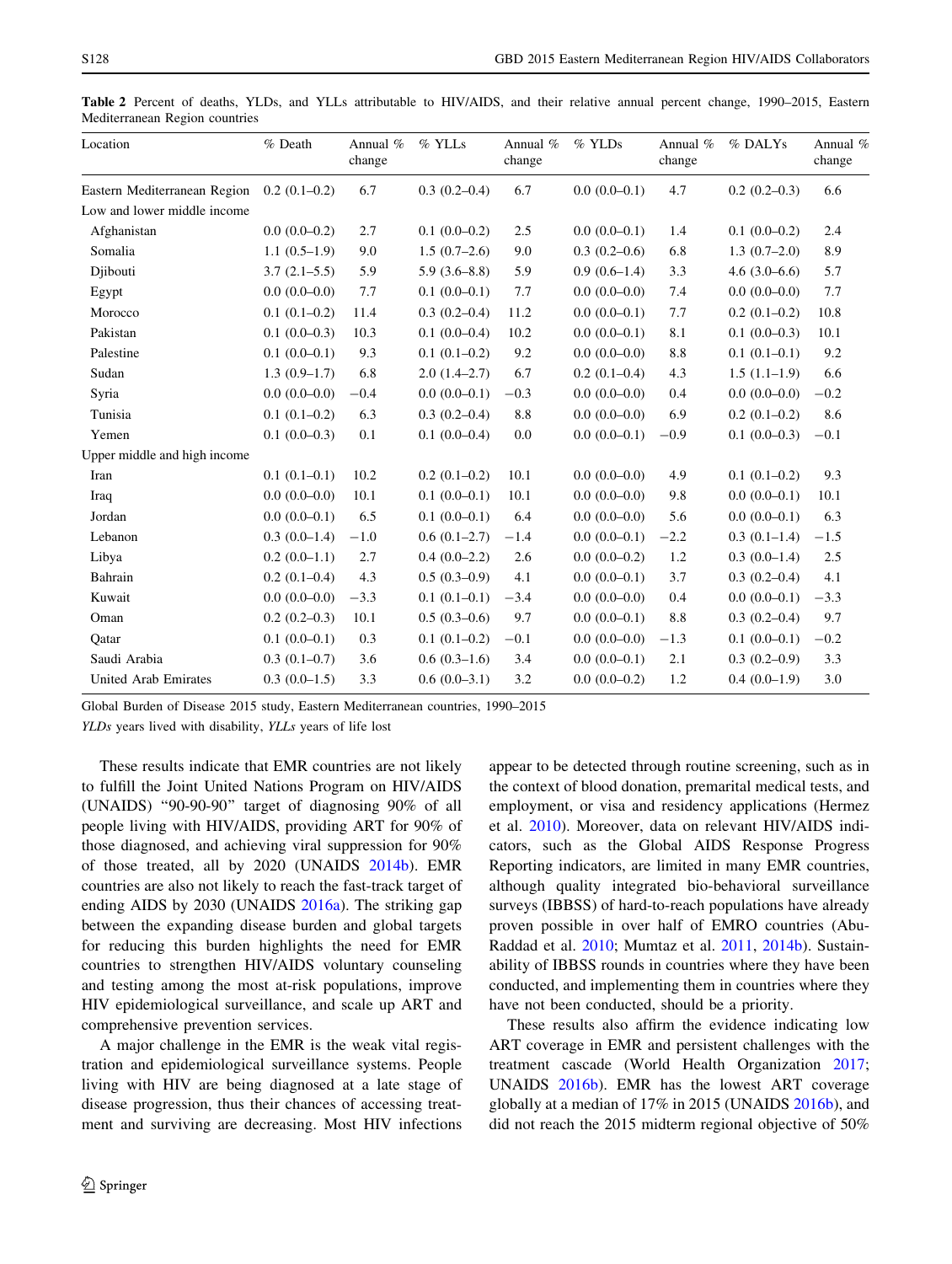**Table 2** Percent of deaths, YLDs, and YLLs attributable to HIV/AIDS, and their relative annual percent change, 1990–2015, Eastern Mediterranean Region countries

| Location | % Death | Annual % change | % YLLs | Annual % change | % YLDs | Annual % change | % DALYs | Annual % change |
|---|---|---|---|---|---|---|---|---|
| Eastern Mediterranean Region | 0.2 (0.1–0.2) | 6.7 | 0.3 (0.2–0.4) | 6.7 | 0.0 (0.0–0.1) | 4.7 | 0.2 (0.2–0.3) | 6.6 |
| Low and lower middle income | | | | | | | | |
| Afghanistan | 0.0 (0.0–0.2) | 2.7 | 0.1 (0.0–0.2) | 2.5 | 0.0 (0.0–0.1) | 1.4 | 0.1 (0.0–0.2) | 2.4 |
| Somalia | 1.1 (0.5–1.9) | 9.0 | 1.5 (0.7–2.6) | 9.0 | 0.3 (0.2–0.6) | 6.8 | 1.3 (0.7–2.0) | 8.9 |
| Djibouti | 3.7 (2.1–5.5) | 5.9 | 5.9 (3.6–8.8) | 5.9 | 0.9 (0.6–1.4) | 3.3 | 4.6 (3.0–6.6) | 5.7 |
| Egypt | 0.0 (0.0–0.0) | 7.7 | 0.1 (0.0–0.1) | 7.7 | 0.0 (0.0–0.0) | 7.4 | 0.0 (0.0–0.0) | 7.7 |
| Morocco | 0.1 (0.1–0.2) | 11.4 | 0.3 (0.2–0.4) | 11.2 | 0.0 (0.0–0.1) | 7.7 | 0.2 (0.1–0.2) | 10.8 |
| Pakistan | 0.1 (0.0–0.3) | 10.3 | 0.1 (0.0–0.4) | 10.2 | 0.0 (0.0–0.1) | 8.1 | 0.1 (0.0–0.3) | 10.1 |
| Palestine | 0.1 (0.0–0.1) | 9.3 | 0.1 (0.1–0.2) | 9.2 | 0.0 (0.0–0.0) | 8.8 | 0.1 (0.1–0.1) | 9.2 |
| Sudan | 1.3 (0.9–1.7) | 6.8 | 2.0 (1.4–2.7) | 6.7 | 0.2 (0.1–0.4) | 4.3 | 1.5 (1.1–1.9) | 6.6 |
| Syria | 0.0 (0.0–0.0) | −0.4 | 0.0 (0.0–0.1) | −0.3 | 0.0 (0.0–0.0) | 0.4 | 0.0 (0.0–0.0) | −0.2 |
| Tunisia | 0.1 (0.1–0.2) | 6.3 | 0.3 (0.2–0.4) | 8.8 | 0.0 (0.0–0.0) | 6.9 | 0.2 (0.1–0.2) | 8.6 |
| Yemen | 0.1 (0.0–0.3) | 0.1 | 0.1 (0.0–0.4) | 0.0 | 0.0 (0.0–0.1) | −0.9 | 0.1 (0.0–0.3) | −0.1 |
| Upper middle and high income | | | | | | | | |
| Iran | 0.1 (0.1–0.1) | 10.2 | 0.2 (0.1–0.2) | 10.1 | 0.0 (0.0–0.0) | 4.9 | 0.1 (0.1–0.2) | 9.3 |
| Iraq | 0.0 (0.0–0.0) | 10.1 | 0.1 (0.0–0.1) | 10.1 | 0.0 (0.0–0.0) | 9.8 | 0.0 (0.0–0.1) | 10.1 |
| Jordan | 0.0 (0.0–0.1) | 6.5 | 0.1 (0.0–0.1) | 6.4 | 0.0 (0.0–0.0) | 5.6 | 0.0 (0.0–0.1) | 6.3 |
| Lebanon | 0.3 (0.0–1.4) | −1.0 | 0.6 (0.1–2.7) | −1.4 | 0.0 (0.0–0.1) | −2.2 | 0.3 (0.1–1.4) | −1.5 |
| Libya | 0.2 (0.0–1.1) | 2.7 | 0.4 (0.0–2.2) | 2.6 | 0.0 (0.0–0.2) | 1.2 | 0.3 (0.0–1.4) | 2.5 |
| Bahrain | 0.2 (0.1–0.4) | 4.3 | 0.5 (0.3–0.9) | 4.1 | 0.0 (0.0–0.1) | 3.7 | 0.3 (0.2–0.4) | 4.1 |
| Kuwait | 0.0 (0.0–0.0) | −3.3 | 0.1 (0.1–0.1) | −3.4 | 0.0 (0.0–0.0) | 0.4 | 0.0 (0.0–0.1) | −3.3 |
| Oman | 0.2 (0.2–0.3) | 10.1 | 0.5 (0.3–0.6) | 9.7 | 0.0 (0.0–0.1) | 8.8 | 0.3 (0.2–0.4) | 9.7 |
| Qatar | 0.1 (0.0–0.1) | 0.3 | 0.1 (0.1–0.2) | −0.1 | 0.0 (0.0–0.0) | −1.3 | 0.1 (0.0–0.1) | −0.2 |
| Saudi Arabia | 0.3 (0.1–0.7) | 3.6 | 0.6 (0.3–1.6) | 3.4 | 0.0 (0.0–0.1) | 2.1 | 0.3 (0.2–0.9) | 3.3 |
| United Arab Emirates | 0.3 (0.0–1.5) | 3.3 | 0.6 (0.0–3.1) | 3.2 | 0.0 (0.0–0.2) | 1.2 | 0.4 (0.0–1.9) | 3.0 |

Global Burden of Disease 2015 study, Eastern Mediterranean countries, 1990–2015

*YLDs* years lived with disability, *YLLs* years of life lost

These results indicate that EMR countries are not likely to fulfill the Joint United Nations Program on HIV/AIDS (UNAIDS) "90-90-90" target of diagnosing 90% of all people living with HIV/AIDS, providing ART for 90% of those diagnosed, and achieving viral suppression for 90% of those treated, all by 2020 (UNAIDS 2014b). EMR countries are also not likely to reach the fast-track target of ending AIDS by 2030 (UNAIDS 2016a). The striking gap between the expanding disease burden and global targets for reducing this burden highlights the need for EMR countries to strengthen HIV/AIDS voluntary counseling and testing among the most at-risk populations, improve HIV epidemiological surveillance, and scale up ART and comprehensive prevention services.

A major challenge in the EMR is the weak vital registration and epidemiological surveillance systems. People living with HIV are being diagnosed at a late stage of disease progression, thus their chances of accessing treatment and surviving are decreasing. Most HIV infections appear to be detected through routine screening, such as in the context of blood donation, premarital medical tests, and employment, or visa and residency applications (Hermez et al. 2010). Moreover, data on relevant HIV/AIDS indicators, such as the Global AIDS Response Progress Reporting indicators, are limited in many EMR countries, although quality integrated bio-behavioral surveillance surveys (IBBSS) of hard-to-reach populations have already proven possible in over half of EMRO countries (Abu-Raddad et al. 2010; Mumtaz et al. 2011, 2014b). Sustainability of IBBSS rounds in countries where they have been conducted, and implementing them in countries where they have not been conducted, should be a priority.

These results also affirm the evidence indicating low ART coverage in EMR and persistent challenges with the treatment cascade (World Health Organization 2017; UNAIDS 2016b). EMR has the lowest ART coverage globally at a median of 17% in 2015 (UNAIDS 2016b), and did not reach the 2015 midterm regional objective of 50%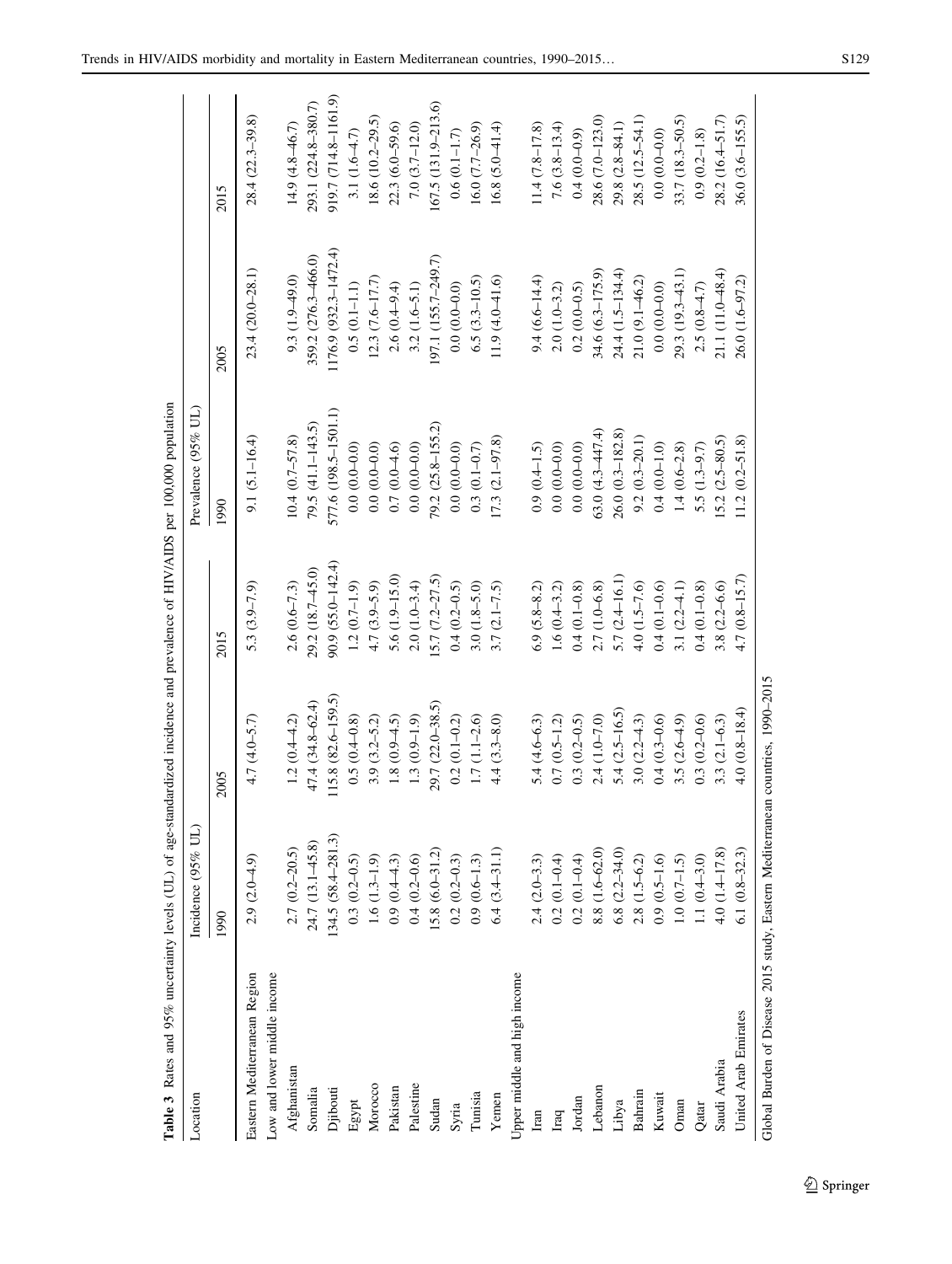**Table 3** Rates and 95% uncertainty levels (UL) of age-standardized incidence and prevalence of HIV/AIDS per 100,000 population

| Location | Incidence (95% UL) | | | Prevalence (95% UL) | | |
|---|---|---|---|---|---|---|
| | 1990 | 2005 | 2015 | 1990 | 2005 | 2015 |
| Eastern Mediterranean Region | 2.9 (2.0–4.9) | 4.7 (4.0–5.7) | 5.3 (3.9–7.9) | 9.1 (5.1–16.4) | 23.4 (20.0–28.1) | 28.4 (22.3–39.8) |
| Low and lower middle income | | | | | | |
| Afghanistan | 2.7 (0.2–20.5) | 1.2 (0.4–4.2) | 2.6 (0.6–7.3) | 10.4 (0.7–57.8) | 9.3 (1.9–49.0) | 14.9 (4.8–46.7) |
| Somalia | 24.7 (13.1–45.8) | 47.4 (34.8–62.4) | 29.2 (18.7–45.0) | 79.5 (41.1–143.5) | 359.2 (276.3–466.0) | 293.1 (224.8–380.7) |
| Djibouti | 134.5 (58.4–281.3) | 115.8 (82.6–159.5) | 90.9 (55.0–142.4) | 577.6 (198.5–1501.1) | 1176.9 (932.3–1472.4) | 919.7 (714.8–1161.9) |
| Egypt | 0.3 (0.2–0.5) | 0.5 (0.4–0.8) | 1.2 (0.7–1.9) | 0.0 (0.0–0.0) | 0.5 (0.1–1.1) | 3.1 (1.6–4.7) |
| Morocco | 1.6 (1.3–1.9) | 3.9 (3.2–5.2) | 4.7 (3.9–5.9) | 0.0 (0.0–0.0) | 12.3 (7.6–17.7) | 18.6 (10.2–29.5) |
| Pakistan | 0.9 (0.4–4.3) | 1.8 (0.9–4.5) | 5.6 (1.9–15.0) | 0.7 (0.0–4.6) | 2.6 (0.4–9.4) | 22.3 (6.0–59.6) |
| Palestine | 0.4 (0.2–0.6) | 1.3 (0.9–1.9) | 2.0 (1.0–3.4) | 0.0 (0.0–0.0) | 3.2 (1.6–5.1) | 7.0 (3.7–12.0) |
| Sudan | 15.8 (6.0–31.2) | 29.7 (22.0–38.5) | 15.7 (7.2–27.5) | 79.2 (25.8–155.2) | 197.1 (155.7–249.7) | 167.5 (131.9–213.6) |
| Syria | 0.2 (0.2–0.3) | 0.2 (0.1–0.2) | 0.4 (0.2–0.5) | 0.0 (0.0–0.0) | 0.0 (0.0–0.0) | 0.6 (0.1–1.7) |
| Tunisia | 0.9 (0.6–1.3) | 1.7 (1.1–2.6) | 3.0 (1.8–5.0) | 0.3 (0.1–0.7) | 6.5 (3.3–10.5) | 16.0 (7.7–26.9) |
| Yemen | 6.4 (3.4–31.1) | 4.4 (3.3–8.0) | 3.7 (2.1–7.5) | 17.3 (2.1–97.8) | 11.9 (4.0–41.6) | 16.8 (5.0–41.4) |
| Upper middle and high income | | | | | | |
| Iran | 2.4 (2.0–3.3) | 5.4 (4.6–6.3) | 6.9 (5.8–8.2) | 0.9 (0.4–1.5) | 9.4 (6.6–14.4) | 11.4 (7.8–17.8) |
| Iraq | 0.2 (0.1–0.4) | 0.7 (0.5–1.2) | 1.6 (0.4–3.2) | 0.0 (0.0–0.0) | 2.0 (1.0–3.2) | 7.6 (3.8–13.4) |
| Jordan | 0.2 (0.1–0.4) | 0.3 (0.2–0.5) | 0.4 (0.1–0.8) | 0.0 (0.0–0.0) | 0.2 (0.0–0.5) | 0.4 (0.0–0.9) |
| Lebanon | 8.8 (1.6–62.0) | 2.4 (1.0–7.0) | 2.7 (1.0–6.8) | 63.0 (4.3–447.4) | 34.6 (6.3–175.9) | 28.6 (7.0–123.0) |
| Libya | 6.8 (2.2–34.0) | 5.4 (2.5–16.5) | 5.7 (2.4–16.1) | 26.0 (0.3–182.8) | 24.4 (1.5–134.4) | 29.8 (2.8–84.1) |
| Bahrain | 2.8 (1.5–6.2) | 3.0 (2.2–4.3) | 4.0 (1.5–7.6) | 9.2 (0.3–20.1) | 21.0 (9.1–46.2) | 28.5 (12.5–54.1) |
| Kuwait | 0.9 (0.5–1.6) | 0.4 (0.3–0.6) | 0.4 (0.1–0.6) | 0.4 (0.0–1.0) | 0.0 (0.0–0.0) | 0.0 (0.0–0.0) |
| Oman | 1.0 (0.7–1.5) | 3.5 (2.6–4.9) | 3.1 (2.2–4.1) | 1.4 (0.6–2.8) | 29.3 (19.3–43.1) | 33.7 (18.3–50.5) |
| Qatar | 1.1 (0.4–3.0) | 0.3 (0.2–0.6) | 0.4 (0.1–0.8) | 5.5 (1.3–9.7) | 2.5 (0.8–4.7) | 0.9 (0.2–1.8) |
| Saudi Arabia | 4.0 (1.4–17.8) | 3.3 (2.1–6.3) | 3.8 (2.2–6.6) | 15.2 (2.5–80.5) | 21.1 (11.0–48.4) | 28.2 (16.4–51.7) |
| United Arab Emirates | 6.1 (0.8–32.3) | 4.0 (0.8–18.4) | 4.7 (0.8–15.7) | 11.2 (0.2–51.8) | 26.0 (1.6–97.2) | 36.0 (3.6–155.5) |

Global Burden of Disease 2015 study, Eastern Mediterranean countries, 1990–2015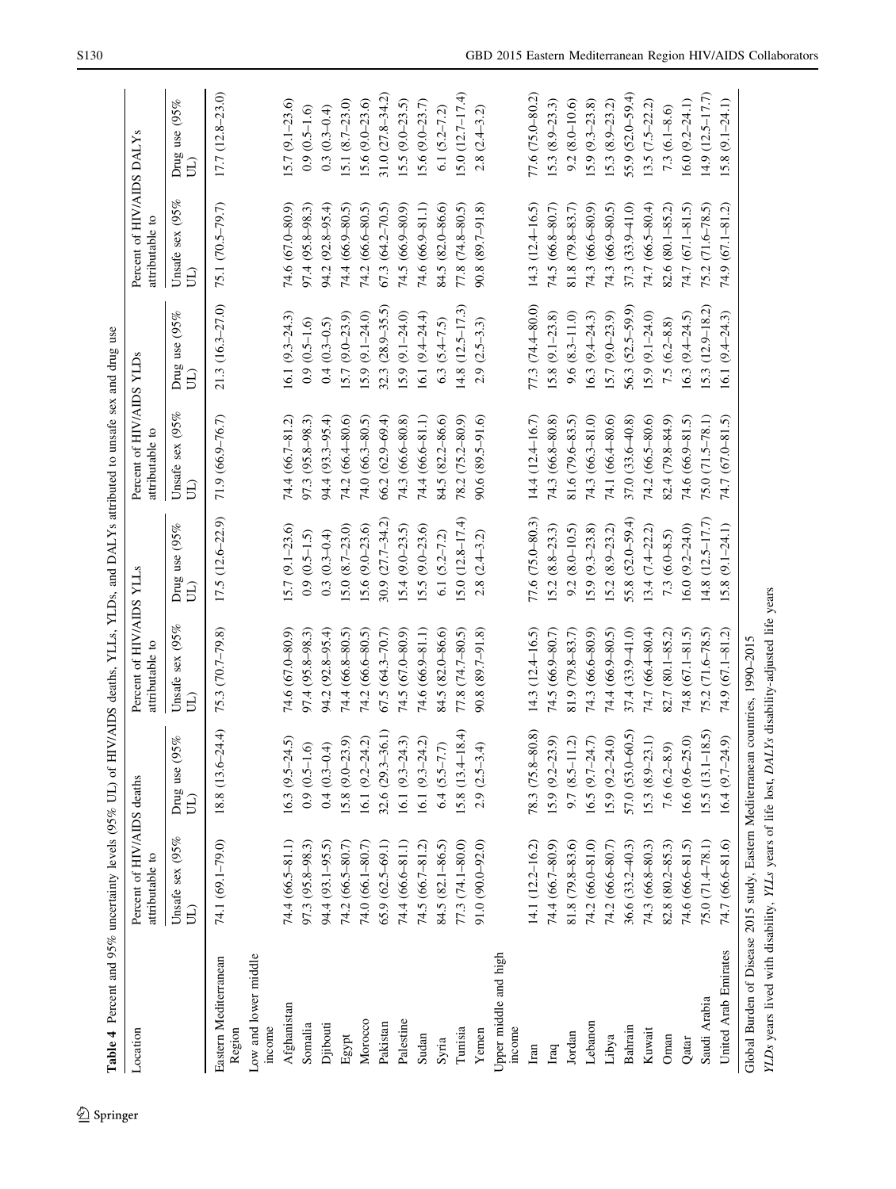**Table 4** Percent and 95% uncertainty levels (95% UL) of HIV/AIDS deaths, YLLs, YLDs, and DALYs attributed to unsafe sex and drug use

| Location | Percent of HIV/AIDS deaths attributable to | | Percent of HIV/AIDS YLLs attributable to | | Percent of HIV/AIDS YLDs attributable to | | Percent of HIV/AIDS DALYs attributable to | |
|---|---|---|---|---|---|---|---|---|
| | Unsafe sex (95% UL) | Drug use (95% UL) | Unsafe sex (95% UL) | Drug use (95% UL) | Unsafe sex (95% UL) | Drug use (95% UL) | Unsafe sex (95% UL) | Drug use (95% UL) |
| Eastern Mediterranean Region | 74.1 (69.1–79.0) | 18.8 (13.6–24.4) | 75.3 (70.7–79.8) | 17.5 (12.6–22.9) | 71.9 (66.9–76.7) | 21.3 (16.3–27.0) | 75.1 (70.5–79.7) | 17.7 (12.8–23.0) |
| Low and lower middle income | | | | | | | | |
| Afghanistan | 74.4 (66.5–81.1) | 16.3 (9.5–24.5) | 74.6 (67.0–80.9) | 15.7 (9.1–23.6) | 74.4 (66.7–81.2) | 16.1 (9.3–24.3) | 74.6 (67.0–80.9) | 15.7 (9.1–23.6) |
| Somalia | 97.3 (95.8–98.3) | 0.9 (0.5–1.6) | 97.4 (95.8–98.3) | 0.9 (0.5–1.5) | 97.3 (95.8–98.3) | 0.9 (0.5–1.6) | 97.4 (95.8–98.3) | 0.9 (0.5–1.6) |
| Djibouti | 94.4 (93.1–95.5) | 0.4 (0.3–0.4) | 94.2 (92.8–95.4) | 0.3 (0.3–0.4) | 94.4 (93.3–95.4) | 0.4 (0.3–0.5) | 94.2 (92.8–95.4) | 0.3 (0.3–0.4) |
| Egypt | 74.2 (66.5–80.7) | 15.8 (9.0–23.9) | 74.4 (66.8–80.5) | 15.0 (8.7–23.0) | 74.2 (66.4–80.6) | 15.7 (9.0–23.9) | 74.4 (66.9–80.5) | 15.1 (8.7–23.0) |
| Morocco | 74.0 (66.1–80.7) | 16.1 (9.2–24.2) | 74.2 (66.6–80.5) | 15.6 (9.0–23.6) | 74.0 (66.3–80.5) | 15.9 (9.1–24.0) | 74.2 (66.6–80.5) | 15.6 (9.0–23.6) |
| Pakistan | 65.9 (62.5–69.1) | 32.6 (29.3–36.1) | 67.5 (64.3–70.7) | 30.9 (27.7–34.2) | 66.2 (62.9–69.4) | 32.3 (28.9–35.5) | 67.3 (64.2–70.5) | 31.0 (27.8–34.2) |
| Palestine | 74.4 (66.6–81.1) | 16.1 (9.3–24.3) | 74.5 (67.0–80.9) | 15.4 (9.0–23.5) | 74.3 (66.6–80.8) | 15.9 (9.1–24.0) | 74.5 (66.9–80.9) | 15.5 (9.0–23.5) |
| Sudan | 74.5 (66.7–81.2) | 16.1 (9.3–24.2) | 74.6 (66.9–81.1) | 15.5 (9.0–23.6) | 74.4 (66.6–81.1) | 16.1 (9.4–24.4) | 74.6 (66.9–81.1) | 15.6 (9.0–23.7) |
| Syria | 84.5 (82.1–86.5) | 6.4 (5.5–7.7) | 84.5 (82.0–86.6) | 6.1 (5.2–7.2) | 84.5 (82.2–86.6) | 6.3 (5.4–7.5) | 84.5 (82.0–86.6) | 6.1 (5.2–7.2) |
| Tunisia | 77.3 (74.1–80.0) | 15.8 (13.4–18.4) | 77.8 (74.7–80.5) | 15.0 (12.8–17.4) | 78.2 (75.2–80.9) | 14.8 (12.5–17.3) | 77.8 (74.8–80.5) | 15.0 (12.7–17.4) |
| Yemen | 91.0 (90.0–92.0) | 2.9 (2.5–3.4) | 90.8 (89.7–91.8) | 2.8 (2.4–3.2) | 90.6 (89.5–91.6) | 2.9 (2.5–3.3) | 90.8 (89.7–91.8) | 2.8 (2.4–3.2) |
| Upper middle and high income | | | | | | | | |
| Iran | 14.1 (12.2–16.2) | 78.3 (75.8–80.8) | 14.3 (12.4–16.5) | 77.6 (75.0–80.3) | 14.4 (12.4–16.7) | 77.3 (74.4–80.0) | 14.3 (12.4–16.5) | 77.6 (75.0–80.2) |
| Iraq | 74.4 (66.7–80.9) | 15.9 (9.2–23.9) | 74.5 (66.9–80.7) | 15.2 (8.8–23.3) | 74.3 (66.8–80.8) | 15.8 (9.1–23.8) | 74.5 (66.8–80.7) | 15.3 (8.9–23.3) |
| Jordan | 81.8 (79.8–83.6) | 9.7 (8.5–11.2) | 81.9 (79.8–83.7) | 9.2 (8.0–10.5) | 81.6 (79.6–83.5) | 9.6 (8.3–11.0) | 81.8 (79.8–83.7) | 9.2 (8.0–10.6) |
| Lebanon | 74.2 (66.0–81.0) | 16.5 (9.7–24.7) | 74.3 (66.6–80.9) | 15.9 (9.3–23.8) | 74.3 (66.3–81.0) | 16.3 (9.4–24.3) | 74.3 (66.6–80.9) | 15.9 (9.3–23.8) |
| Libya | 74.2 (66.6–80.7) | 15.9 (9.2–24.0) | 74.4 (66.9–80.5) | 15.2 (8.9–23.2) | 74.1 (66.4–80.6) | 15.7 (9.0–23.9) | 74.3 (66.9–80.5) | 15.3 (8.9–23.2) |
| Bahrain | 36.6 (33.2–40.3) | 57.0 (53.0–60.5) | 37.4 (33.9–41.0) | 55.8 (52.0–59.4) | 37.0 (33.6–40.8) | 56.3 (52.5–59.9) | 37.3 (33.9–41.0) | 55.9 (52.0–59.4) |
| Kuwait | 74.3 (66.8–80.3) | 15.3 (8.9–23.1) | 74.7 (66.4–80.4) | 13.4 (7.4–22.2) | 74.2 (66.5–80.6) | 15.9 (9.1–24.0) | 74.7 (66.5–80.4) | 13.5 (7.5–22.2) |
| Oman | 82.8 (80.2–85.3) | 7.6 (6.2–8.9) | 82.7 (80.1–85.2) | 7.3 (6.0–8.5) | 82.4 (79.8–84.9) | 7.5 (6.2–8.8) | 82.6 (80.1–85.2) | 7.3 (6.1–8.6) |
| Qatar | 74.6 (66.6–81.5) | 16.6 (9.6–25.0) | 74.8 (67.1–81.5) | 16.0 (9.2–24.0) | 74.6 (66.9–81.5) | 16.3 (9.4–24.5) | 74.7 (67.1–81.5) | 16.0 (9.2–24.1) |
| Saudi Arabia | 75.0 (71.4–78.1) | 15.5 (13.1–18.5) | 75.2 (71.6–78.5) | 14.8 (12.5–17.7) | 75.0 (71.5–78.1) | 15.3 (12.9–18.2) | 75.2 (71.6–78.5) | 14.9 (12.5–17.7) |
| United Arab Emirates | 74.7 (66.6–81.6) | 16.4 (9.7–24.9) | 74.9 (67.1–81.2) | 15.8 (9.1–24.1) | 74.7 (67.0–81.5) | 16.1 (9.4–24.3) | 74.9 (67.1–81.2) | 15.8 (9.1–24.1) |

Global Burden of Disease 2015 study, Eastern Mediterranean countries, 1990–2015

*YLDs* years lived with disability, *YLLs* years of life lost, *DALYs* disability-adjusted life years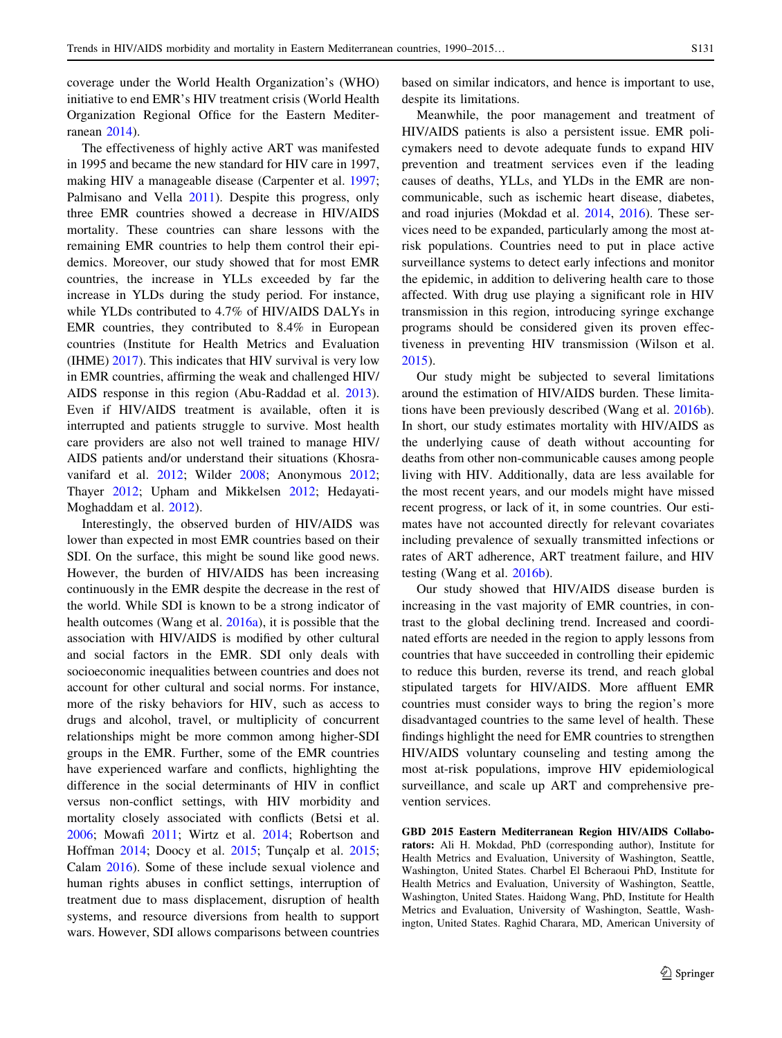coverage under the World Health Organization's (WHO) initiative to end EMR's HIV treatment crisis (World Health Organization Regional Office for the Eastern Mediterranean 2014).

The effectiveness of highly active ART was manifested in 1995 and became the new standard for HIV care in 1997, making HIV a manageable disease (Carpenter et al. 1997; Palmisano and Vella 2011). Despite this progress, only three EMR countries showed a decrease in HIV/AIDS mortality. These countries can share lessons with the remaining EMR countries to help them control their epidemics. Moreover, our study showed that for most EMR countries, the increase in YLLs exceeded by far the increase in YLDs during the study period. For instance, while YLDs contributed to 4.7% of HIV/AIDS DALYs in EMR countries, they contributed to 8.4% in European countries (Institute for Health Metrics and Evaluation (IHME) 2017). This indicates that HIV survival is very low in EMR countries, affirming the weak and challenged HIV/AIDS response in this region (Abu-Raddad et al. 2013). Even if HIV/AIDS treatment is available, often it is interrupted and patients struggle to survive. Most health care providers are also not well trained to manage HIV/AIDS patients and/or understand their situations (Khosravanifard et al. 2012; Wilder 2008; Anonymous 2012; Thayer 2012; Upham and Mikkelsen 2012; Hedayati-Moghaddam et al. 2012).

Interestingly, the observed burden of HIV/AIDS was lower than expected in most EMR countries based on their SDI. On the surface, this might be sound like good news. However, the burden of HIV/AIDS has been increasing continuously in the EMR despite the decrease in the rest of the world. While SDI is known to be a strong indicator of health outcomes (Wang et al. 2016a), it is possible that the association with HIV/AIDS is modified by other cultural and social factors in the EMR. SDI only deals with socioeconomic inequalities between countries and does not account for other cultural and social norms. For instance, more of the risky behaviors for HIV, such as access to drugs and alcohol, travel, or multiplicity of concurrent relationships might be more common among higher-SDI groups in the EMR. Further, some of the EMR countries have experienced warfare and conflicts, highlighting the difference in the social determinants of HIV in conflict versus non-conflict settings, with HIV morbidity and mortality closely associated with conflicts (Betsi et al. 2006; Mowafi 2011; Wirtz et al. 2014; Robertson and Hoffman 2014; Doocy et al. 2015; Tunçalp et al. 2015; Calam 2016). Some of these include sexual violence and human rights abuses in conflict settings, interruption of treatment due to mass displacement, disruption of health systems, and resource diversions from health to support wars. However, SDI allows comparisons between countries based on similar indicators, and hence is important to use, despite its limitations.

Meanwhile, the poor management and treatment of HIV/AIDS patients is also a persistent issue. EMR policymakers need to devote adequate funds to expand HIV prevention and treatment services even if the leading causes of deaths, YLLs, and YLDs in the EMR are non-communicable, such as ischemic heart disease, diabetes, and road injuries (Mokdad et al. 2014, 2016). These services need to be expanded, particularly among the most at-risk populations. Countries need to put in place active surveillance systems to detect early infections and monitor the epidemic, in addition to delivering health care to those affected. With drug use playing a significant role in HIV transmission in this region, introducing syringe exchange programs should be considered given its proven effectiveness in preventing HIV transmission (Wilson et al. 2015).

Our study might be subjected to several limitations around the estimation of HIV/AIDS burden. These limitations have been previously described (Wang et al. 2016b). In short, our study estimates mortality with HIV/AIDS as the underlying cause of death without accounting for deaths from other non-communicable causes among people living with HIV. Additionally, data are less available for the most recent years, and our models might have missed recent progress, or lack of it, in some countries. Our estimates have not accounted directly for relevant covariates including prevalence of sexually transmitted infections or rates of ART adherence, ART treatment failure, and HIV testing (Wang et al. 2016b).

Our study showed that HIV/AIDS disease burden is increasing in the vast majority of EMR countries, in contrast to the global declining trend. Increased and coordinated efforts are needed in the region to apply lessons from countries that have succeeded in controlling their epidemic to reduce this burden, reverse its trend, and reach global stipulated targets for HIV/AIDS. More affluent EMR countries must consider ways to bring the region's more disadvantaged countries to the same level of health. These findings highlight the need for EMR countries to strengthen HIV/AIDS voluntary counseling and testing among the most at-risk populations, improve HIV epidemiological surveillance, and scale up ART and comprehensive prevention services.

**GBD 2015 Eastern Mediterranean Region HIV/AIDS Collaborators:** Ali H. Mokdad, PhD (corresponding author), Institute for Health Metrics and Evaluation, University of Washington, Seattle, Washington, United States. Charbel El Bcheraoui PhD, Institute for Health Metrics and Evaluation, University of Washington, Seattle, Washington, United States. Haidong Wang, PhD, Institute for Health Metrics and Evaluation, University of Washington, Seattle, Washington, United States. Raghid Charara, MD, American University of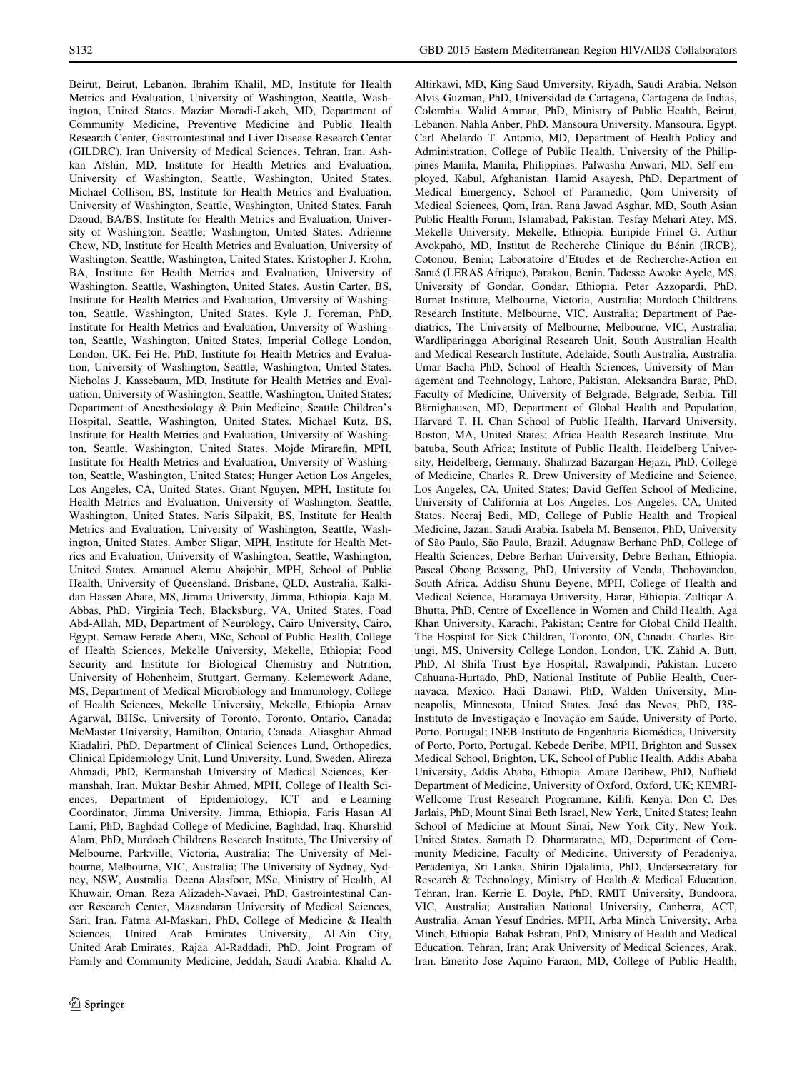Beirut, Beirut, Lebanon. Ibrahim Khalil, MD, Institute for Health Metrics and Evaluation, University of Washington, Seattle, Washington, United States. Maziar Moradi-Lakeh, MD, Department of Community Medicine, Preventive Medicine and Public Health Research Center, Gastrointestinal and Liver Disease Research Center (GILDRC), Iran University of Medical Sciences, Tehran, Iran. Ashkan Afshin, MD, Institute for Health Metrics and Evaluation, University of Washington, Seattle, Washington, United States. Michael Collison, BS, Institute for Health Metrics and Evaluation, University of Washington, Seattle, Washington, United States. Farah Daoud, BA/BS, Institute for Health Metrics and Evaluation, University of Washington, Seattle, Washington, United States. Adrienne Chew, ND, Institute for Health Metrics and Evaluation, University of Washington, Seattle, Washington, United States. Kristopher J. Krohn, BA, Institute for Health Metrics and Evaluation, University of Washington, Seattle, Washington, United States. Austin Carter, BS, Institute for Health Metrics and Evaluation, University of Washington, Seattle, Washington, United States. Kyle J. Foreman, PhD, Institute for Health Metrics and Evaluation, University of Washington, Seattle, Washington, United States, Imperial College London, London, UK. Fei He, PhD, Institute for Health Metrics and Evaluation, University of Washington, Seattle, Washington, United States. Nicholas J. Kassebaum, MD, Institute for Health Metrics and Evaluation, University of Washington, Seattle, Washington, United States; Department of Anesthesiology & Pain Medicine, Seattle Children's Hospital, Seattle, Washington, United States. Michael Kutz, BS, Institute for Health Metrics and Evaluation, University of Washington, Seattle, Washington, United States. Mojde Mirarefin, MPH, Institute for Health Metrics and Evaluation, University of Washington, Seattle, Washington, United States; Hunger Action Los Angeles, Los Angeles, CA, United States. Grant Nguyen, MPH, Institute for Health Metrics and Evaluation, University of Washington, Seattle, Washington, United States. Naris Silpakit, BS, Institute for Health Metrics and Evaluation, University of Washington, Seattle, Washington, United States. Amber Sligar, MPH, Institute for Health Metrics and Evaluation, University of Washington, Seattle, Washington, United States. Amanuel Alemu Abajobir, MPH, School of Public Health, University of Queensland, Brisbane, QLD, Australia. Kalkidan Hassen Abate, MS, Jimma University, Jimma, Ethiopia. Kaja M. Abbas, PhD, Virginia Tech, Blacksburg, VA, United States. Foad Abd-Allah, MD, Department of Neurology, Cairo University, Cairo, Egypt. Semaw Ferede Abera, MSc, School of Public Health, College of Health Sciences, Mekelle University, Mekelle, Ethiopia; Food Security and Institute for Biological Chemistry and Nutrition, University of Hohenheim, Stuttgart, Germany. Kelemework Adane, MS, Department of Medical Microbiology and Immunology, College of Health Sciences, Mekelle University, Mekelle, Ethiopia. Arnav Agarwal, BHSc, University of Toronto, Toronto, Ontario, Canada; McMaster University, Hamilton, Ontario, Canada. Aliasghar Ahmad Kiadaliri, PhD, Department of Clinical Sciences Lund, Orthopedics, Clinical Epidemiology Unit, Lund University, Lund, Sweden. Alireza Ahmadi, PhD, Kermanshah University of Medical Sciences, Kermanshah, Iran. Muktar Beshir Ahmed, MPH, College of Health Sciences, Department of Epidemiology, ICT and e-Learning Coordinator, Jimma University, Jimma, Ethiopia. Faris Hasan Al Lami, PhD, Baghdad College of Medicine, Baghdad, Iraq. Khurshid Alam, PhD, Murdoch Childrens Research Institute, The University of Melbourne, Parkville, Victoria, Australia; The University of Melbourne, Melbourne, VIC, Australia; The University of Sydney, Sydney, NSW, Australia. Deena Alasfoor, MSc, Ministry of Health, Al Khuwair, Oman. Reza Alizadeh-Navaei, PhD, Gastrointestinal Cancer Research Center, Mazandaran University of Medical Sciences, Sari, Iran. Fatma Al-Maskari, PhD, College of Medicine & Health Sciences, United Arab Emirates University, Al-Ain City, United Arab Emirates. Rajaa Al-Raddadi, PhD, Joint Program of Family and Community Medicine, Jeddah, Saudi Arabia. Khalid A. Altirkawi, MD, King Saud University, Riyadh, Saudi Arabia. Nelson Alvis-Guzman, PhD, Universidad de Cartagena, Cartagena de Indias, Colombia. Walid Ammar, PhD, Ministry of Public Health, Beirut, Lebanon. Nahla Anber, PhD, Mansoura University, Mansoura, Egypt. Carl Abelardo T. Antonio, MD, Department of Health Policy and Administration, College of Public Health, University of the Philippines Manila, Manila, Philippines. Palwasha Anwari, MD, Self-employed, Kabul, Afghanistan. Hamid Asayesh, PhD, Department of Medical Emergency, School of Paramedic, Qom University of Medical Sciences, Qom, Iran. Rana Jawad Asghar, MD, South Asian Public Health Forum, Islamabad, Pakistan. Tesfay Mehari Atey, MS, Mekelle University, Mekelle, Ethiopia. Euripide Frinel G. Arthur Avokpaho, MD, Institut de Recherche Clinique du Bénin (IRCB), Cotonou, Benin; Laboratoire d'Etudes et de Recherche-Action en Santé (LERAS Afrique), Parakou, Benin. Tadesse Awoke Ayele, MS, University of Gondar, Gondar, Ethiopia. Peter Azzopardi, PhD, Burnet Institute, Melbourne, Victoria, Australia; Murdoch Childrens Research Institute, Melbourne, VIC, Australia; Department of Paediatrics, The University of Melbourne, Melbourne, VIC, Australia; Wardliparingga Aboriginal Research Unit, South Australian Health and Medical Research Institute, Adelaide, South Australia, Australia. Umar Bacha PhD, School of Health Sciences, University of Management and Technology, Lahore, Pakistan. Aleksandra Barac, PhD, Faculty of Medicine, University of Belgrade, Belgrade, Serbia. Till Bärnighausen, MD, Department of Global Health and Population, Harvard T. H. Chan School of Public Health, Harvard University, Boston, MA, United States; Africa Health Research Institute, Mtubatuba, South Africa; Institute of Public Health, Heidelberg University, Heidelberg, Germany. Shahrzad Bazargan-Hejazi, PhD, College of Medicine, Charles R. Drew University of Medicine and Science, Los Angeles, CA, United States; David Geffen School of Medicine, University of California at Los Angeles, Los Angeles, CA, United States. Neeraj Bedi, MD, College of Public Health and Tropical Medicine, Jazan, Saudi Arabia. Isabela M. Bensenor, PhD, University of São Paulo, São Paulo, Brazil. Adugnaw Berhane PhD, College of Health Sciences, Debre Berhan University, Debre Berhan, Ethiopia. Pascal Obong Bessong, PhD, University of Venda, Thohoyandou, South Africa. Addisu Shunu Beyene, MPH, College of Health and Medical Science, Haramaya University, Harar, Ethiopia. Zulfiqar A. Bhutta, PhD, Centre of Excellence in Women and Child Health, Aga Khan University, Karachi, Pakistan; Centre for Global Child Health, The Hospital for Sick Children, Toronto, ON, Canada. Charles Birungi, MS, University College London, London, UK. Zahid A. Butt, PhD, Al Shifa Trust Eye Hospital, Rawalpindi, Pakistan. Lucero Cahuana-Hurtado, PhD, National Institute of Public Health, Cuernavaca, Mexico. Hadi Danawi, PhD, Walden University, Minneapolis, Minnesota, United States. José das Neves, PhD, I3S-Instituto de Investigação e Inovação em Saúde, University of Porto, Porto, Portugal; INEB-Instituto de Engenharia Biomédica, University of Porto, Porto, Portugal. Kebede Deribe, MPH, Brighton and Sussex Medical School, Brighton, UK, School of Public Health, Addis Ababa University, Addis Ababa, Ethiopia. Amare Deribew, PhD, Nuffield Department of Medicine, University of Oxford, Oxford, UK; KEMRI-Wellcome Trust Research Programme, Kilifi, Kenya. Don C. Des Jarlais, PhD, Mount Sinai Beth Israel, New York, United States; Icahn School of Medicine at Mount Sinai, New York City, New York, United States. Samath D. Dharmaratne, MD, Department of Community Medicine, Faculty of Medicine, University of Peradeniya, Peradeniya, Sri Lanka. Shirin Djalalinia, PhD, Undersecretary for Research & Technology, Ministry of Health & Medical Education, Tehran, Iran. Kerrie E. Doyle, PhD, RMIT University, Bundoora, VIC, Australia; Australian National University, Canberra, ACT, Australia. Aman Yesuf Endries, MPH, Arba Minch University, Arba Minch, Ethiopia. Babak Eshrati, PhD, Ministry of Health and Medical Education, Tehran, Iran; Arak University of Medical Sciences, Arak, Iran. Emerito Jose Aquino Faraon, MD, College of Public Health,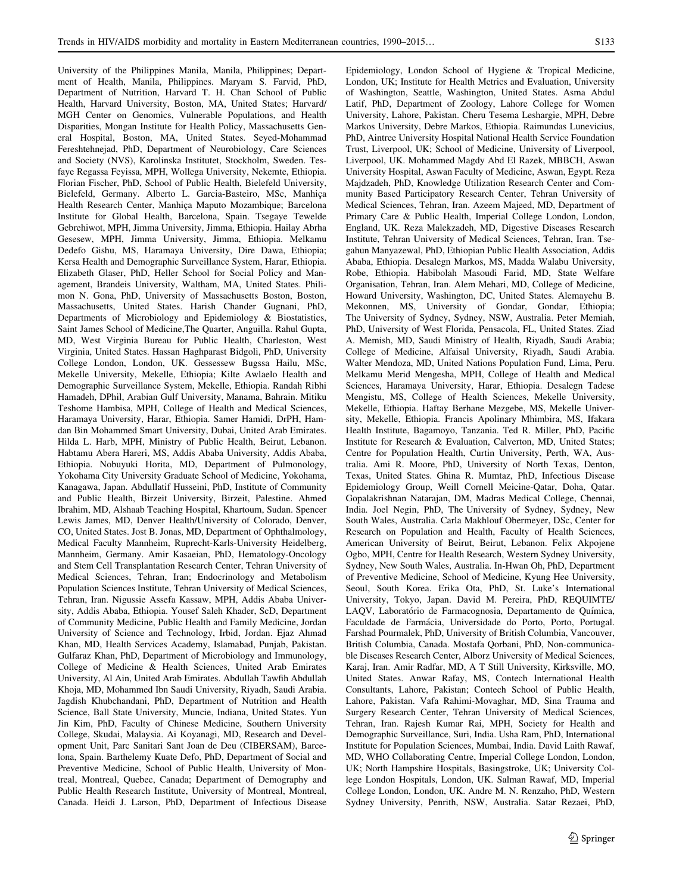University of the Philippines Manila, Manila, Philippines; Department of Health, Manila, Philippines. Maryam S. Farvid, PhD, Department of Nutrition, Harvard T. H. Chan School of Public Health, Harvard University, Boston, MA, United States; Harvard/MGH Center on Genomics, Vulnerable Populations, and Health Disparities, Mongan Institute for Health Policy, Massachusetts General Hospital, Boston, MA, United States. Seyed-Mohammad Fereshtehnejad, PhD, Department of Neurobiology, Care Sciences and Society (NVS), Karolinska Institutet, Stockholm, Sweden. Tesfaye Regassa Feyissa, MPH, Wollega University, Nekemte, Ethiopia. Florian Fischer, PhD, School of Public Health, Bielefeld University, Bielefeld, Germany. Alberto L. Garcia-Basteiro, MSc, Manhiça Health Research Center, Manhiça Maputo Mozambique; Barcelona Institute for Global Health, Barcelona, Spain. Tsegaye Tewelde Gebrehiwot, MPH, Jimma University, Jimma, Ethiopia. Hailay Abrha Gesesew, MPH, Jimma University, Jimma, Ethiopia. Melkamu Dedefo Gishu, MS, Haramaya University, Dire Dawa, Ethiopia; Kersa Health and Demographic Surveillance System, Harar, Ethiopia. Elizabeth Glaser, PhD, Heller School for Social Policy and Management, Brandeis University, Waltham, MA, United States. Philimon N. Gona, PhD, University of Massachusetts Boston, Boston, Massachusetts, United States. Harish Chander Gugnani, PhD, Departments of Microbiology and Epidemiology & Biostatistics, Saint James School of Medicine,The Quarter, Anguilla. Rahul Gupta, MD, West Virginia Bureau for Public Health, Charleston, West Virginia, United States. Hassan Haghparast Bidgoli, PhD, University College London, London, UK. Gessessew Bugssa Hailu, MSc, Mekelle University, Mekelle, Ethiopia; Kilte Awlaelo Health and Demographic Surveillance System, Mekelle, Ethiopia. Randah Ribhi Hamadeh, DPhil, Arabian Gulf University, Manama, Bahrain. Mitiku Teshome Hambisa, MPH, College of Health and Medical Sciences, Haramaya University, Harar, Ethiopia. Samer Hamidi, DrPH, Hamdan Bin Mohammed Smart University, Dubai, United Arab Emirates. Hilda L. Harb, MPH, Ministry of Public Health, Beirut, Lebanon. Habtamu Abera Hareri, MS, Addis Ababa University, Addis Ababa, Ethiopia. Nobuyuki Horita, MD, Department of Pulmonology, Yokohama City University Graduate School of Medicine, Yokohama, Kanagawa, Japan. Abdullatif Husseini, PhD, Institute of Community and Public Health, Birzeit University, Birzeit, Palestine. Ahmed Ibrahim, MD, Alshaab Teaching Hospital, Khartoum, Sudan. Spencer Lewis James, MD, Denver Health/University of Colorado, Denver, CO, United States. Jost B. Jonas, MD, Department of Ophthalmology, Medical Faculty Mannheim, Ruprecht-Karls-University Heidelberg, Mannheim, Germany. Amir Kasaeian, PhD, Hematology-Oncology and Stem Cell Transplantation Research Center, Tehran University of Medical Sciences, Tehran, Iran; Endocrinology and Metabolism Population Sciences Institute, Tehran University of Medical Sciences, Tehran, Iran. Nigussie Assefa Kassaw, MPH, Addis Ababa University, Addis Ababa, Ethiopia. Yousef Saleh Khader, ScD, Department of Community Medicine, Public Health and Family Medicine, Jordan University of Science and Technology, Irbid, Jordan. Ejaz Ahmad Khan, MD, Health Services Academy, Islamabad, Punjab, Pakistan. Gulfaraz Khan, PhD, Department of Microbiology and Immunology, College of Medicine & Health Sciences, United Arab Emirates University, Al Ain, United Arab Emirates. Abdullah Tawfih Abdullah Khoja, MD, Mohammed Ibn Saudi University, Riyadh, Saudi Arabia. Jagdish Khubchandani, PhD, Department of Nutrition and Health Science, Ball State University, Muncie, Indiana, United States. Yun Jin Kim, PhD, Faculty of Chinese Medicine, Southern University College, Skudai, Malaysia. Ai Koyanagi, MD, Research and Development Unit, Parc Sanitari Sant Joan de Deu (CIBERSAM), Barcelona, Spain. Barthelemy Kuate Defo, PhD, Department of Social and Preventive Medicine, School of Public Health, University of Montreal, Montreal, Quebec, Canada; Department of Demography and Public Health Research Institute, University of Montreal, Montreal, Canada. Heidi J. Larson, PhD, Department of Infectious Disease Epidemiology, London School of Hygiene & Tropical Medicine, London, UK; Institute for Health Metrics and Evaluation, University of Washington, Seattle, Washington, United States. Asma Abdul Latif, PhD, Department of Zoology, Lahore College for Women University, Lahore, Pakistan. Cheru Tesema Leshargie, MPH, Debre Markos University, Debre Markos, Ethiopia. Raimundas Lunevicius, PhD, Aintree University Hospital National Health Service Foundation Trust, Liverpool, UK; School of Medicine, University of Liverpool, Liverpool, UK. Mohammed Magdy Abd El Razek, MBBCH, Aswan University Hospital, Aswan Faculty of Medicine, Aswan, Egypt. Reza Majdzadeh, PhD, Knowledge Utilization Research Center and Community Based Participatory Research Center, Tehran University of Medical Sciences, Tehran, Iran. Azeem Majeed, MD, Department of Primary Care & Public Health, Imperial College London, London, England, UK. Reza Malekzadeh, MD, Digestive Diseases Research Institute, Tehran University of Medical Sciences, Tehran, Iran. Tsegahun Manyazewal, PhD, Ethiopian Public Health Association, Addis Ababa, Ethiopia. Desalegn Markos, MS, Madda Walabu University, Robe, Ethiopia. Habibolah Masoudi Farid, MD, State Welfare Organisation, Tehran, Iran. Alem Mehari, MD, College of Medicine, Howard University, Washington, DC, United States. Alemayehu B. Mekonnen, MS, University of Gondar, Gondar, Ethiopia; The University of Sydney, Sydney, NSW, Australia. Peter Memiah, PhD, University of West Florida, Pensacola, FL, United States. Ziad A. Memish, MD, Saudi Ministry of Health, Riyadh, Saudi Arabia; College of Medicine, Alfaisal University, Riyadh, Saudi Arabia. Walter Mendoza, MD, United Nations Population Fund, Lima, Peru. Melkamu Merid Mengesha, MPH, College of Health and Medical Sciences, Haramaya University, Harar, Ethiopia. Desalegn Tadese Mengistu, MS, College of Health Sciences, Mekelle University, Mekelle, Ethiopia. Haftay Berhane Mezgebe, MS, Mekelle University, Mekelle, Ethiopia. Francis Apolinary Mhimbira, MS, Ifakara Health Institute, Bagamoyo, Tanzania. Ted R. Miller, PhD, Pacific Institute for Research & Evaluation, Calverton, MD, United States; Centre for Population Health, Curtin University, Perth, WA, Australia. Ami R. Moore, PhD, University of North Texas, Denton, Texas, United States. Ghina R. Mumtaz, PhD, Infectious Disease Epidemiology Group, Weill Cornell Meicine-Qatar, Doha, Qatar. Gopalakrishnan Natarajan, DM, Madras Medical College, Chennai, India. Joel Negin, PhD, The University of Sydney, Sydney, New South Wales, Australia. Carla Makhlouf Obermeyer, DSc, Center for Research on Population and Health, Faculty of Health Sciences, American University of Beirut, Beirut, Lebanon. Felix Akpojene Ogbo, MPH, Centre for Health Research, Western Sydney University, Sydney, New South Wales, Australia. In-Hwan Oh, PhD, Department of Preventive Medicine, School of Medicine, Kyung Hee University, Seoul, South Korea. Erika Ota, PhD, St. Luke's International University, Tokyo, Japan. David M. Pereira, PhD, REQUIMTE/LAQV, Laboratório de Farmacognosia, Departamento de Química, Faculdade de Farmácia, Universidade do Porto, Porto, Portugal. Farshad Pourmalek, PhD, University of British Columbia, Vancouver, British Columbia, Canada. Mostafa Qorbani, PhD, Non-communicable Diseases Research Center, Alborz University of Medical Sciences, Karaj, Iran. Amir Radfar, MD, A T Still University, Kirksville, MO, United States. Anwar Rafay, MS, Contech International Health Consultants, Lahore, Pakistan; Contech School of Public Health, Lahore, Pakistan. Vafa Rahimi-Movaghar, MD, Sina Trauma and Surgery Research Center, Tehran University of Medical Sciences, Tehran, Iran. Rajesh Kumar Rai, MPH, Society for Health and Demographic Surveillance, Suri, India. Usha Ram, PhD, International Institute for Population Sciences, Mumbai, India. David Laith Rawaf, MD, WHO Collaborating Centre, Imperial College London, London, UK; North Hampshire Hospitals, Basingstroke, UK; University College London Hospitals, London, UK. Salman Rawaf, MD, Imperial College London, London, UK. Andre M. N. Renzaho, PhD, Western Sydney University, Penrith, NSW, Australia. Satar Rezaei, PhD,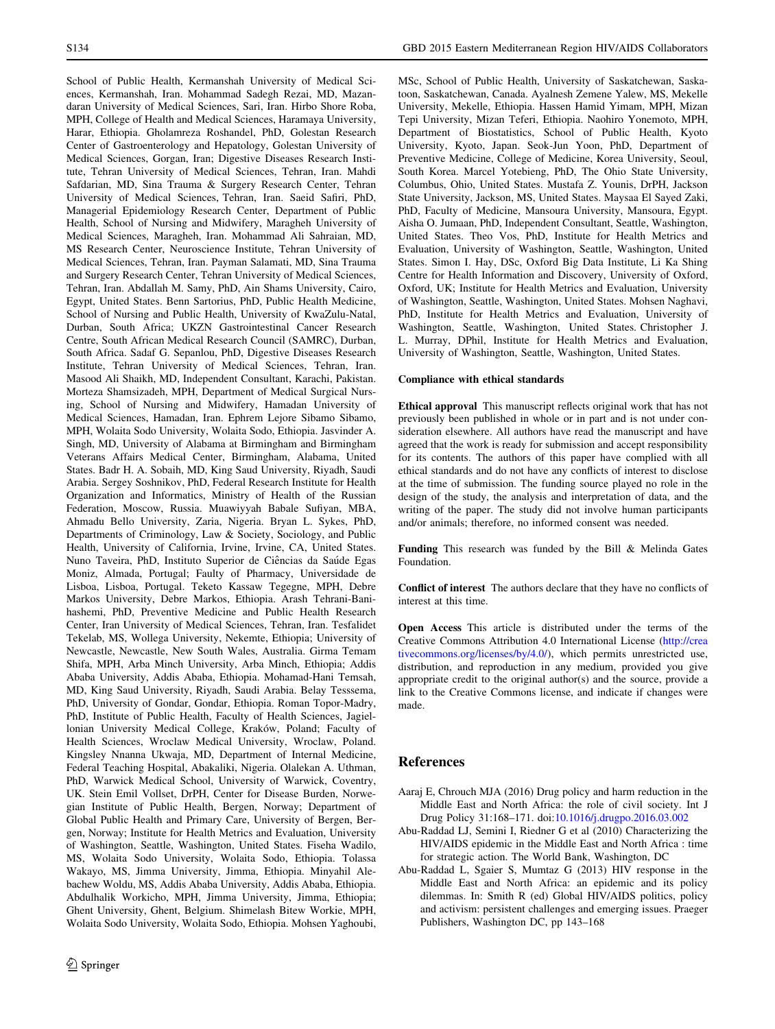School of Public Health, Kermanshah University of Medical Sciences, Kermanshah, Iran. Mohammad Sadegh Rezai, MD, Mazandaran University of Medical Sciences, Sari, Iran. Hirbo Shore Roba, MPH, College of Health and Medical Sciences, Haramaya University, Harar, Ethiopia. Gholamreza Roshandel, PhD, Golestan Research Center of Gastroenterology and Hepatology, Golestan University of Medical Sciences, Gorgan, Iran; Digestive Diseases Research Institute, Tehran University of Medical Sciences, Tehran, Iran. Mahdi Safdarian, MD, Sina Trauma & Surgery Research Center, Tehran University of Medical Sciences, Tehran, Iran. Saeid Safiri, PhD, Managerial Epidemiology Research Center, Department of Public Health, School of Nursing and Midwifery, Maragheh University of Medical Sciences, Maragheh, Iran. Mohammad Ali Sahraian, MD, MS Research Center, Neuroscience Institute, Tehran University of Medical Sciences, Tehran, Iran. Payman Salamati, MD, Sina Trauma and Surgery Research Center, Tehran University of Medical Sciences, Tehran, Iran. Abdallah M. Samy, PhD, Ain Shams University, Cairo, Egypt, United States. Benn Sartorius, PhD, Public Health Medicine, School of Nursing and Public Health, University of KwaZulu-Natal, Durban, South Africa; UKZN Gastrointestinal Cancer Research Centre, South African Medical Research Council (SAMRC), Durban, South Africa. Sadaf G. Sepanlou, PhD, Digestive Diseases Research Institute, Tehran University of Medical Sciences, Tehran, Iran. Masood Ali Shaikh, MD, Independent Consultant, Karachi, Pakistan. Morteza Shamsizadeh, MPH, Department of Medical Surgical Nursing, School of Nursing and Midwifery, Hamadan University of Medical Sciences, Hamadan, Iran. Ephrem Lejore Sibamo Sibamo, MPH, Wolaita Sodo University, Wolaita Sodo, Ethiopia. Jasvinder A. Singh, MD, University of Alabama at Birmingham and Birmingham Veterans Affairs Medical Center, Birmingham, Alabama, United States. Badr H. A. Sobaih, MD, King Saud University, Riyadh, Saudi Arabia. Sergey Soshnikov, PhD, Federal Research Institute for Health Organization and Informatics, Ministry of Health of the Russian Federation, Moscow, Russia. Muawiyyah Babale Sufiyan, MBA, Ahmadu Bello University, Zaria, Nigeria. Bryan L. Sykes, PhD, Departments of Criminology, Law & Society, Sociology, and Public Health, University of California, Irvine, Irvine, CA, United States. Nuno Taveira, PhD, Instituto Superior de Ciências da Saúde Egas Moniz, Almada, Portugal; Faculty of Pharmacy, Universidade de Lisboa, Lisboa, Portugal. Teketo Kassaw Tegegne, MPH, Debre Markos University, Debre Markos, Ethiopia. Arash Tehrani-Banihashemi, PhD, Preventive Medicine and Public Health Research Center, Iran University of Medical Sciences, Tehran, Iran. Tesfalidet Tekelab, MS, Wollega University, Nekemte, Ethiopia; University of Newcastle, Newcastle, New South Wales, Australia. Girma Temam Shifa, MPH, Arba Minch University, Arba Minch, Ethiopia; Addis Ababa University, Addis Ababa, Ethiopia. Mohamad-Hani Temsah, MD, King Saud University, Riyadh, Saudi Arabia. Belay Tesssema, PhD, University of Gondar, Gondar, Ethiopia. Roman Topor-Madry, PhD, Institute of Public Health, Faculty of Health Sciences, Jagiellonian University Medical College, Kraków, Poland; Faculty of Health Sciences, Wroclaw Medical University, Wroclaw, Poland. Kingsley Nnanna Ukwaja, MD, Department of Internal Medicine, Federal Teaching Hospital, Abakaliki, Nigeria. Olalekan A. Uthman, PhD, Warwick Medical School, University of Warwick, Coventry, UK. Stein Emil Vollset, DrPH, Center for Disease Burden, Norwegian Institute of Public Health, Bergen, Norway; Department of Global Public Health and Primary Care, University of Bergen, Bergen, Norway; Institute for Health Metrics and Evaluation, University of Washington, Seattle, Washington, United States. Fiseha Wadilo, MS, Wolaita Sodo University, Wolaita Sodo, Ethiopia. Tolassa Wakayo, MS, Jimma University, Jimma, Ethiopia. Minyahil Alebachew Woldu, MS, Addis Ababa University, Addis Ababa, Ethiopia. Abdulhalik Workicho, MPH, Jimma University, Jimma, Ethiopia; Ghent University, Ghent, Belgium. Shimelash Bitew Workie, MPH, Wolaita Sodo University, Wolaita Sodo, Ethiopia. Mohsen Yaghoubi, MSc, School of Public Health, University of Saskatchewan, Saskatoon, Saskatchewan, Canada. Ayalnesh Zemene Yalew, MS, Mekelle University, Mekelle, Ethiopia. Hassen Hamid Yimam, MPH, Mizan Tepi University, Mizan Teferi, Ethiopia. Naohiro Yonemoto, MPH, Department of Biostatistics, School of Public Health, Kyoto University, Kyoto, Japan. Seok-Jun Yoon, PhD, Department of Preventive Medicine, College of Medicine, Korea University, Seoul, South Korea. Marcel Yotebieng, PhD, The Ohio State University, Columbus, Ohio, United States. Mustafa Z. Younis, DrPH, Jackson State University, Jackson, MS, United States. Maysaa El Sayed Zaki, PhD, Faculty of Medicine, Mansoura University, Mansoura, Egypt. Aisha O. Jumaan, PhD, Independent Consultant, Seattle, Washington, United States. Theo Vos, PhD, Institute for Health Metrics and Evaluation, University of Washington, Seattle, Washington, United States. Simon I. Hay, DSc, Oxford Big Data Institute, Li Ka Shing Centre for Health Information and Discovery, University of Oxford, Oxford, UK; Institute for Health Metrics and Evaluation, University of Washington, Seattle, Washington, United States. Mohsen Naghavi, PhD, Institute for Health Metrics and Evaluation, University of Washington, Seattle, Washington, United States. Christopher J. L. Murray, DPhil, Institute for Health Metrics and Evaluation, University of Washington, Seattle, Washington, United States.

#### Compliance with ethical standards

**Ethical approval** This manuscript reflects original work that has not previously been published in whole or in part and is not under consideration elsewhere. All authors have read the manuscript and have agreed that the work is ready for submission and accept responsibility for its contents. The authors of this paper have complied with all ethical standards and do not have any conflicts of interest to disclose at the time of submission. The funding source played no role in the design of the study, the analysis and interpretation of data, and the writing of the paper. The study did not involve human participants and/or animals; therefore, no informed consent was needed.

**Funding** This research was funded by the Bill & Melinda Gates Foundation.

**Conflict of interest** The authors declare that they have no conflicts of interest at this time.

**Open Access** This article is distributed under the terms of the Creative Commons Attribution 4.0 International License (http://creativecommons.org/licenses/by/4.0/), which permits unrestricted use, distribution, and reproduction in any medium, provided you give appropriate credit to the original author(s) and the source, provide a link to the Creative Commons license, and indicate if changes were made.

## References

Aaraj E, Chrouch MJA (2016) Drug policy and harm reduction in the Middle East and North Africa: the role of civil society. Int J Drug Policy 31:168–171. doi:10.1016/j.drugpo.2016.03.002

Abu-Raddad LJ, Semini I, Riedner G et al (2010) Characterizing the HIV/AIDS epidemic in the Middle East and North Africa : time for strategic action. The World Bank, Washington, DC

Abu-Raddad L, Sgaier S, Mumtaz G (2013) HIV response in the Middle East and North Africa: an epidemic and its policy dilemmas. In: Smith R (ed) Global HIV/AIDS politics, policy and activism: persistent challenges and emerging issues. Praeger Publishers, Washington DC, pp 143–168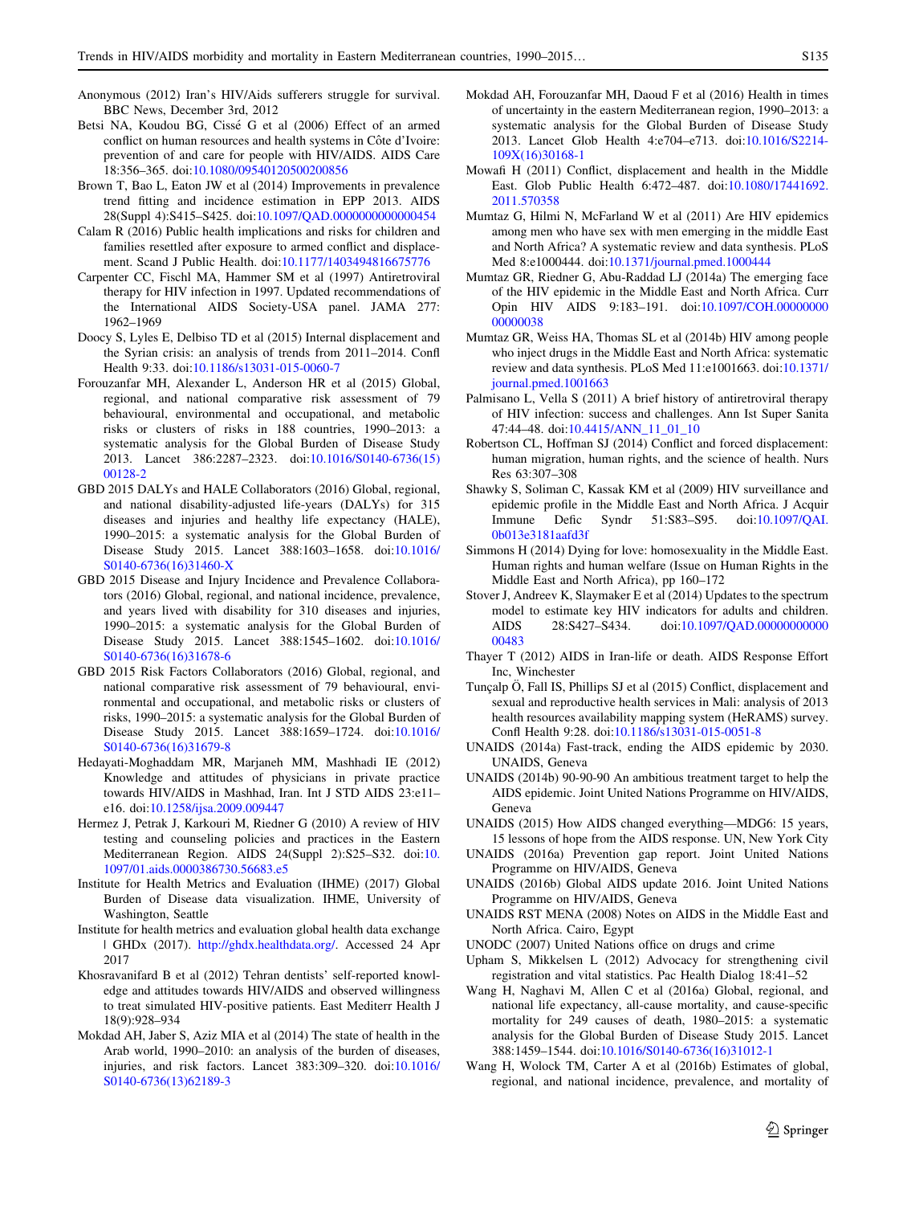Anonymous (2012) Iran's HIV/Aids sufferers struggle for survival. BBC News, December 3rd, 2012

Betsi NA, Koudou BG, Cissé G et al (2006) Effect of an armed conflict on human resources and health systems in Côte d'Ivoire: prevention of and care for people with HIV/AIDS. AIDS Care 18:356–365. doi:10.1080/09540120500200856

Brown T, Bao L, Eaton JW et al (2014) Improvements in prevalence trend fitting and incidence estimation in EPP 2013. AIDS 28(Suppl 4):S415–S425. doi:10.1097/QAD.0000000000000454

Calam R (2016) Public health implications and risks for children and families resettled after exposure to armed conflict and displacement. Scand J Public Health. doi:10.1177/1403494816675776

Carpenter CC, Fischl MA, Hammer SM et al (1997) Antiretroviral therapy for HIV infection in 1997. Updated recommendations of the International AIDS Society-USA panel. JAMA 277: 1962–1969

Doocy S, Lyles E, Delbiso TD et al (2015) Internal displacement and the Syrian crisis: an analysis of trends from 2011–2014. Confl Health 9:33. doi:10.1186/s13031-015-0060-7

Forouzanfar MH, Alexander L, Anderson HR et al (2015) Global, regional, and national comparative risk assessment of 79 behavioural, environmental and occupational, and metabolic risks or clusters of risks in 188 countries, 1990–2013: a systematic analysis for the Global Burden of Disease Study 2013. Lancet 386:2287–2323. doi:10.1016/S0140-6736(15)00128-2

GBD 2015 DALYs and HALE Collaborators (2016) Global, regional, and national disability-adjusted life-years (DALYs) for 315 diseases and injuries and healthy life expectancy (HALE), 1990–2015: a systematic analysis for the Global Burden of Disease Study 2015. Lancet 388:1603–1658. doi:10.1016/S0140-6736(16)31460-X

GBD 2015 Disease and Injury Incidence and Prevalence Collaborators (2016) Global, regional, and national incidence, prevalence, and years lived with disability for 310 diseases and injuries, 1990–2015: a systematic analysis for the Global Burden of Disease Study 2015. Lancet 388:1545–1602. doi:10.1016/S0140-6736(16)31678-6

GBD 2015 Risk Factors Collaborators (2016) Global, regional, and national comparative risk assessment of 79 behavioural, environmental and occupational, and metabolic risks or clusters of risks, 1990–2015: a systematic analysis for the Global Burden of Disease Study 2015. Lancet 388:1659–1724. doi:10.1016/S0140-6736(16)31679-8

Hedayati-Moghaddam MR, Marjaneh MM, Mashhadi IE (2012) Knowledge and attitudes of physicians in private practice towards HIV/AIDS in Mashhad, Iran. Int J STD AIDS 23:e11–e16. doi:10.1258/ijsa.2009.009447

Hermez J, Petrak J, Karkouri M, Riedner G (2010) A review of HIV testing and counseling policies and practices in the Eastern Mediterranean Region. AIDS 24(Suppl 2):S25–S32. doi:10.1097/01.aids.0000386730.56683.e5

Institute for Health Metrics and Evaluation (IHME) (2017) Global Burden of Disease data visualization. IHME, University of Washington, Seattle

Institute for health metrics and evaluation global health data exchange | GHDx (2017). http://ghdx.healthdata.org/. Accessed 24 Apr 2017

Khosravanifard B et al (2012) Tehran dentists' self-reported knowledge and attitudes towards HIV/AIDS and observed willingness to treat simulated HIV-positive patients. East Mediterr Health J 18(9):928–934

Mokdad AH, Jaber S, Aziz MIA et al (2014) The state of health in the Arab world, 1990–2010: an analysis of the burden of diseases, injuries, and risk factors. Lancet 383:309–320. doi:10.1016/S0140-6736(13)62189-3

Mokdad AH, Forouzanfar MH, Daoud F et al (2016) Health in times of uncertainty in the eastern Mediterranean region, 1990–2013: a systematic analysis for the Global Burden of Disease Study 2013. Lancet Glob Health 4:e704–e713. doi:10.1016/S2214-109X(16)30168-1

Mowafi H (2011) Conflict, displacement and health in the Middle East. Glob Public Health 6:472–487. doi:10.1080/17441692.2011.570358

Mumtaz G, Hilmi N, McFarland W et al (2011) Are HIV epidemics among men who have sex with men emerging in the middle East and North Africa? A systematic review and data synthesis. PLoS Med 8:e1000444. doi:10.1371/journal.pmed.1000444

Mumtaz GR, Riedner G, Abu-Raddad LJ (2014a) The emerging face of the HIV epidemic in the Middle East and North Africa. Curr Opin HIV AIDS 9:183–191. doi:10.1097/COH.0000000000000038

Mumtaz GR, Weiss HA, Thomas SL et al (2014b) HIV among people who inject drugs in the Middle East and North Africa: systematic review and data synthesis. PLoS Med 11:e1001663. doi:10.1371/journal.pmed.1001663

Palmisano L, Vella S (2011) A brief history of antiretroviral therapy of HIV infection: success and challenges. Ann Ist Super Sanita 47:44–48. doi:10.4415/ANN_11_01_10

Robertson CL, Hoffman SJ (2014) Conflict and forced displacement: human migration, human rights, and the science of health. Nurs Res 63:307–308

Shawky S, Soliman C, Kassak KM et al (2009) HIV surveillance and epidemic profile in the Middle East and North Africa. J Acquir Immune Defic Syndr 51:S83–S95. doi:10.1097/QAI.0b013e3181aafd3f

Simmons H (2014) Dying for love: homosexuality in the Middle East. Human rights and human welfare (Issue on Human Rights in the Middle East and North Africa), pp 160–172

Stover J, Andreev K, Slaymaker E et al (2014) Updates to the spectrum model to estimate key HIV indicators for adults and children. AIDS 28:S427–S434. doi:10.1097/QAD.0000000000000483

Thayer T (2012) AIDS in Iran-life or death. AIDS Response Effort Inc, Winchester

Tunçalp Ö, Fall IS, Phillips SJ et al (2015) Conflict, displacement and sexual and reproductive health services in Mali: analysis of 2013 health resources availability mapping system (HeRAMS) survey. Confl Health 9:28. doi:10.1186/s13031-015-0051-8

UNAIDS (2014a) Fast-track, ending the AIDS epidemic by 2030. UNAIDS, Geneva

UNAIDS (2014b) 90-90-90 An ambitious treatment target to help the AIDS epidemic. Joint United Nations Programme on HIV/AIDS, Geneva

UNAIDS (2015) How AIDS changed everything—MDG6: 15 years, 15 lessons of hope from the AIDS response. UN, New York City

UNAIDS (2016a) Prevention gap report. Joint United Nations Programme on HIV/AIDS, Geneva

UNAIDS (2016b) Global AIDS update 2016. Joint United Nations Programme on HIV/AIDS, Geneva

UNAIDS RST MENA (2008) Notes on AIDS in the Middle East and North Africa. Cairo, Egypt

UNODC (2007) United Nations office on drugs and crime

Upham S, Mikkelsen L (2012) Advocacy for strengthening civil registration and vital statistics. Pac Health Dialog 18:41–52

Wang H, Naghavi M, Allen C et al (2016a) Global, regional, and national life expectancy, all-cause mortality, and cause-specific mortality for 249 causes of death, 1980–2015: a systematic analysis for the Global Burden of Disease Study 2015. Lancet 388:1459–1544. doi:10.1016/S0140-6736(16)31012-1

Wang H, Wolock TM, Carter A et al (2016b) Estimates of global, regional, and national incidence, prevalence, and mortality of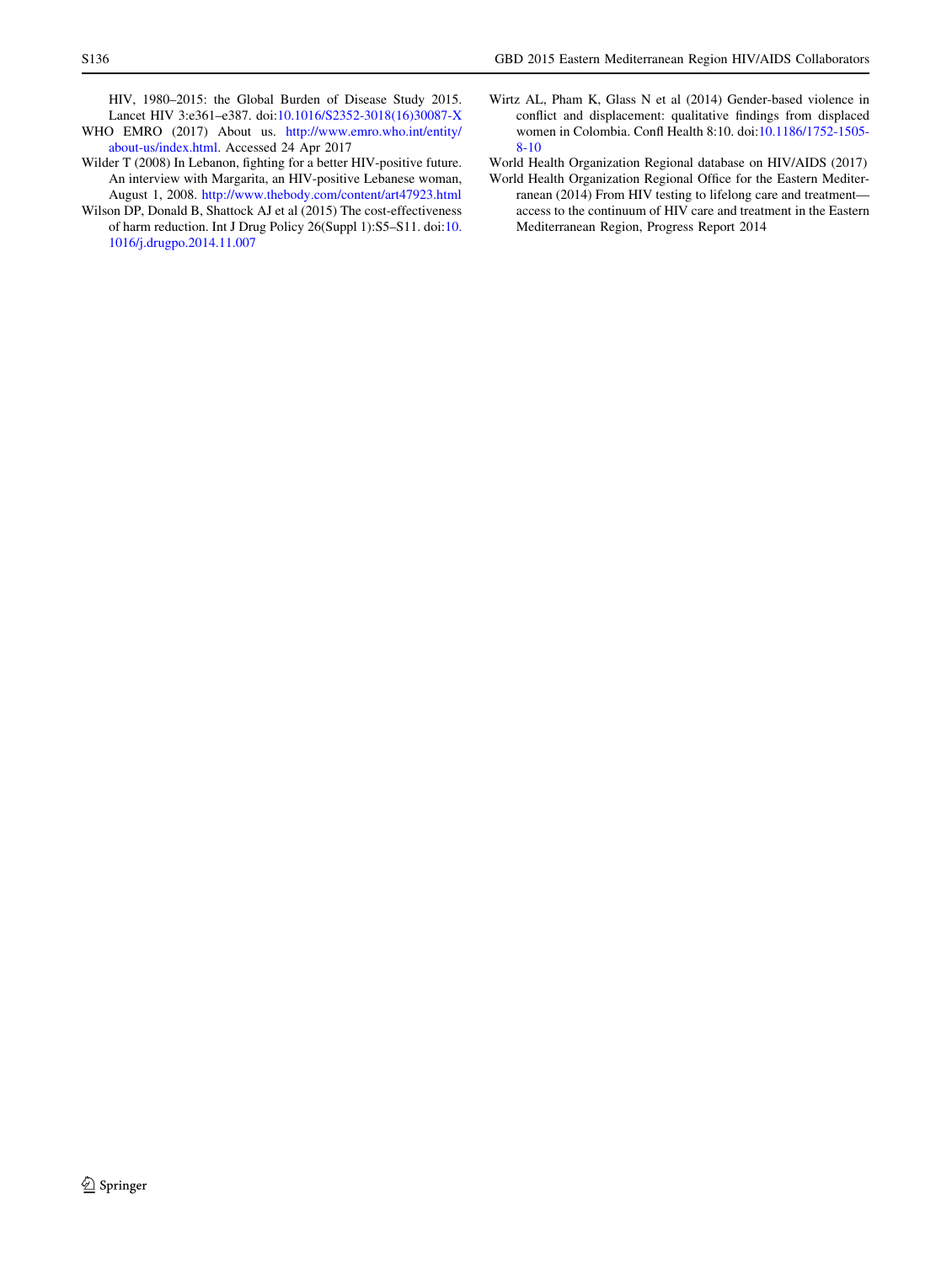HIV, 1980–2015: the Global Burden of Disease Study 2015. Lancet HIV 3:e361–e387. doi:10.1016/S2352-3018(16)30087-X

WHO EMRO (2017) About us. http://www.emro.who.int/entity/about-us/index.html. Accessed 24 Apr 2017

Wilder T (2008) In Lebanon, fighting for a better HIV-positive future. An interview with Margarita, an HIV-positive Lebanese woman, August 1, 2008. http://www.thebody.com/content/art47923.html

Wilson DP, Donald B, Shattock AJ et al (2015) The cost-effectiveness of harm reduction. Int J Drug Policy 26(Suppl 1):S5–S11. doi:10.1016/j.drugpo.2014.11.007

Wirtz AL, Pham K, Glass N et al (2014) Gender-based violence in conflict and displacement: qualitative findings from displaced women in Colombia. Confl Health 8:10. doi:10.1186/1752-1505-8-10

World Health Organization Regional database on HIV/AIDS (2017)

World Health Organization Regional Office for the Eastern Mediterranean (2014) From HIV testing to lifelong care and treatment—access to the continuum of HIV care and treatment in the Eastern Mediterranean Region, Progress Report 2014